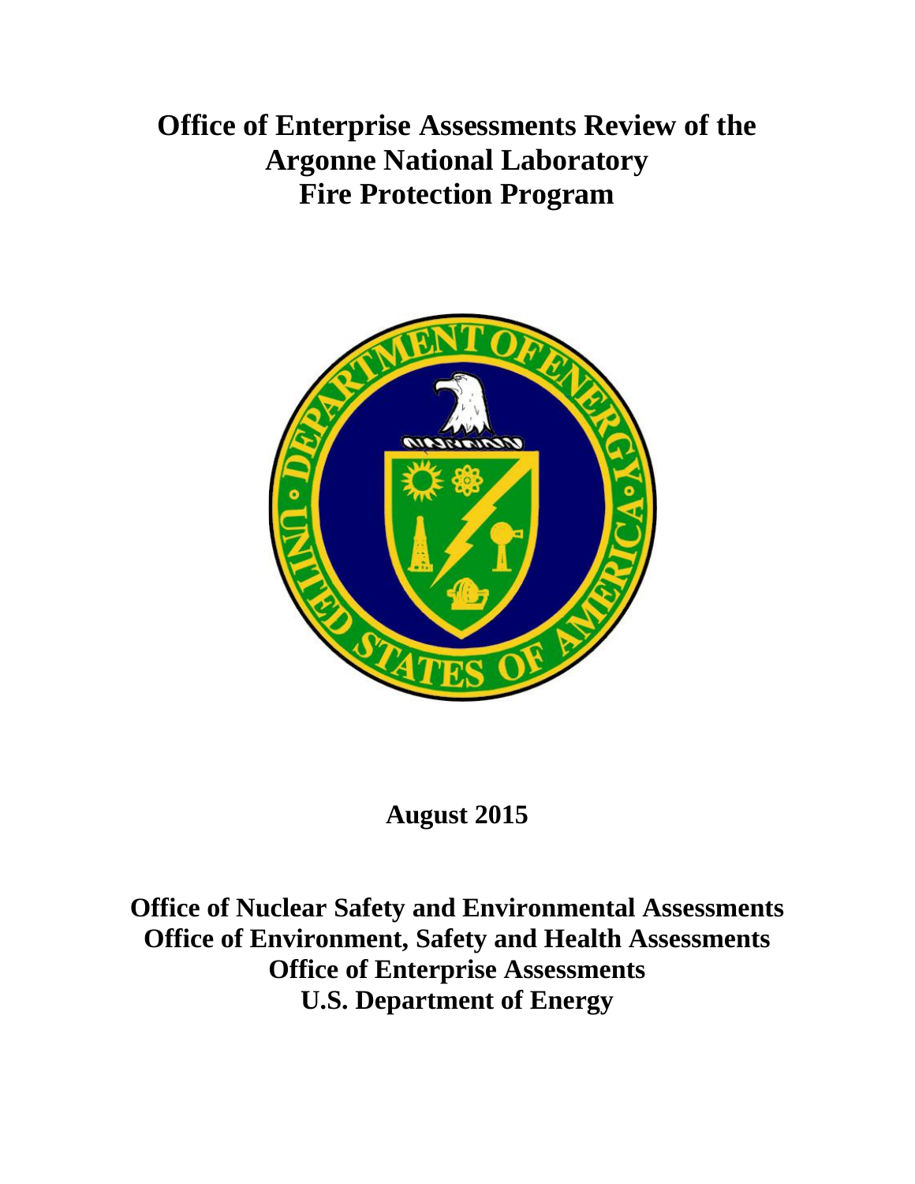# Office of Enterprise Assessments Review of the Argonne National Laboratory Fire Protection Program

**August 2015**

**Office of Nuclear Safety and Environmental Assessments**
**Office of Environment, Safety and Health Assessments**
**Office of Enterprise Assessments**
**U.S. Department of Energy**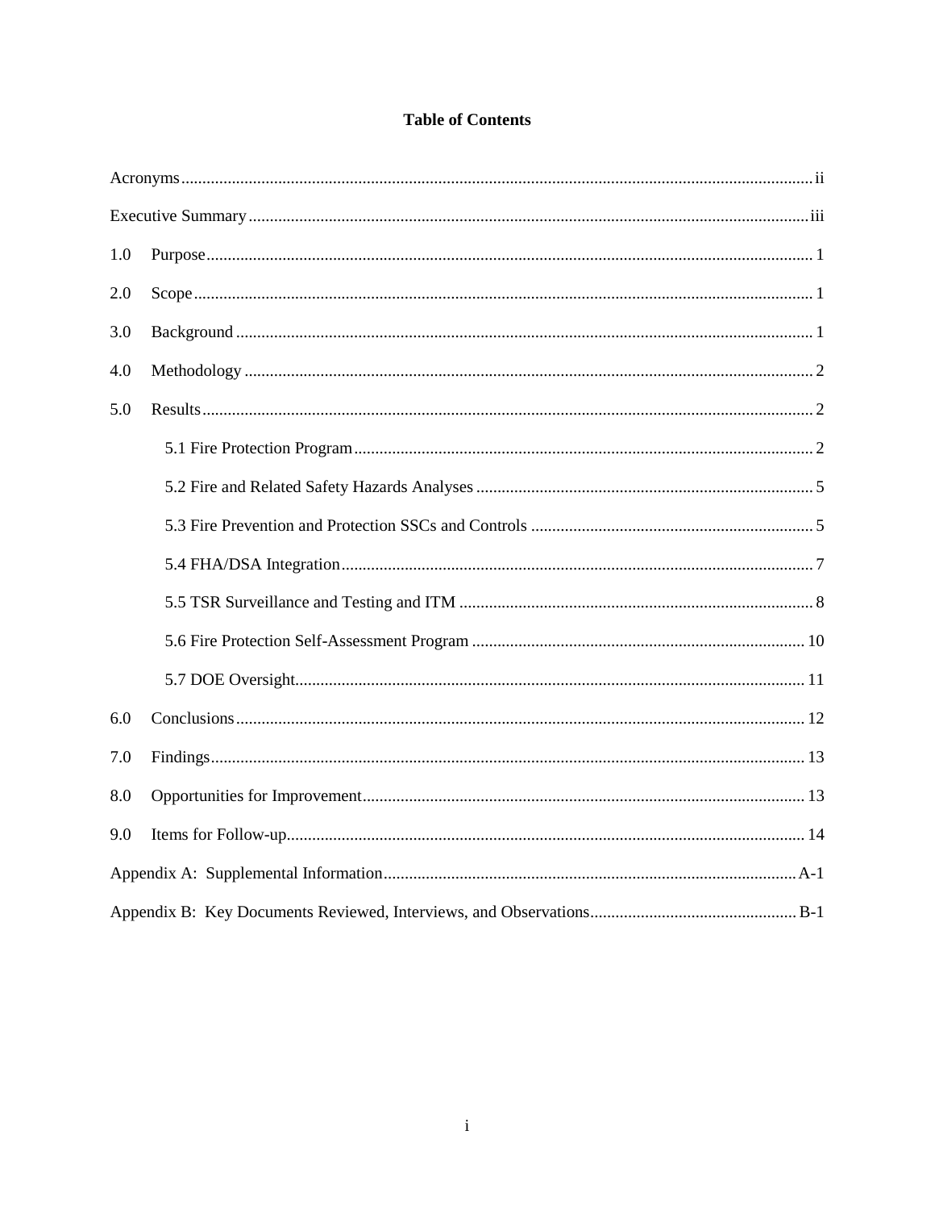# Table of Contents

Acronyms ..... ii

Executive Summary ..... iii

1.0 Purpose ..... 1

2.0 Scope ..... 1

3.0 Background ..... 1

4.0 Methodology ..... 2

5.0 Results ..... 2

- 5.1 Fire Protection Program ..... 2
- 5.2 Fire and Related Safety Hazards Analyses ..... 5
- 5.3 Fire Prevention and Protection SSCs and Controls ..... 5
- 5.4 FHA/DSA Integration ..... 7
- 5.5 TSR Surveillance and Testing and ITM ..... 8
- 5.6 Fire Protection Self-Assessment Program ..... 10
- 5.7 DOE Oversight ..... 11

6.0 Conclusions ..... 12

7.0 Findings ..... 13

8.0 Opportunities for Improvement ..... 13

9.0 Items for Follow-up ..... 14

Appendix A: Supplemental Information ..... A-1

Appendix B: Key Documents Reviewed, Interviews, and Observations ..... B-1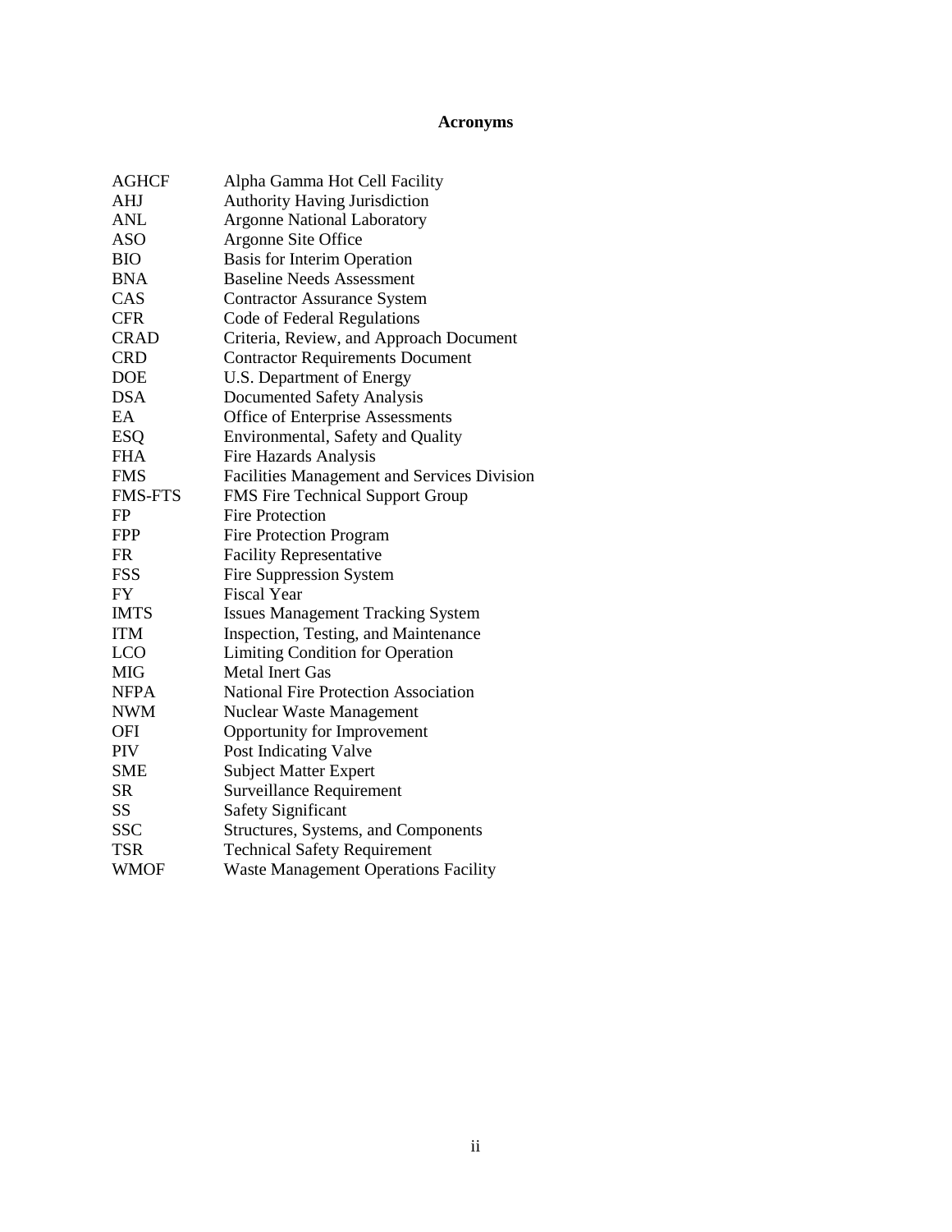# Acronyms

| | |
|---|---|
| AGHCF | Alpha Gamma Hot Cell Facility |
| AHJ | Authority Having Jurisdiction |
| ANL | Argonne National Laboratory |
| ASO | Argonne Site Office |
| BIO | Basis for Interim Operation |
| BNA | Baseline Needs Assessment |
| CAS | Contractor Assurance System |
| CFR | Code of Federal Regulations |
| CRAD | Criteria, Review, and Approach Document |
| CRD | Contractor Requirements Document |
| DOE | U.S. Department of Energy |
| DSA | Documented Safety Analysis |
| EA | Office of Enterprise Assessments |
| ESQ | Environmental, Safety and Quality |
| FHA | Fire Hazards Analysis |
| FMS | Facilities Management and Services Division |
| FMS-FTS | FMS Fire Technical Support Group |
| FP | Fire Protection |
| FPP | Fire Protection Program |
| FR | Facility Representative |
| FSS | Fire Suppression System |
| FY | Fiscal Year |
| IMTS | Issues Management Tracking System |
| ITM | Inspection, Testing, and Maintenance |
| LCO | Limiting Condition for Operation |
| MIG | Metal Inert Gas |
| NFPA | National Fire Protection Association |
| NWM | Nuclear Waste Management |
| OFI | Opportunity for Improvement |
| PIV | Post Indicating Valve |
| SME | Subject Matter Expert |
| SR | Surveillance Requirement |
| SS | Safety Significant |
| SSC | Structures, Systems, and Components |
| TSR | Technical Safety Requirement |
| WMOF | Waste Management Operations Facility |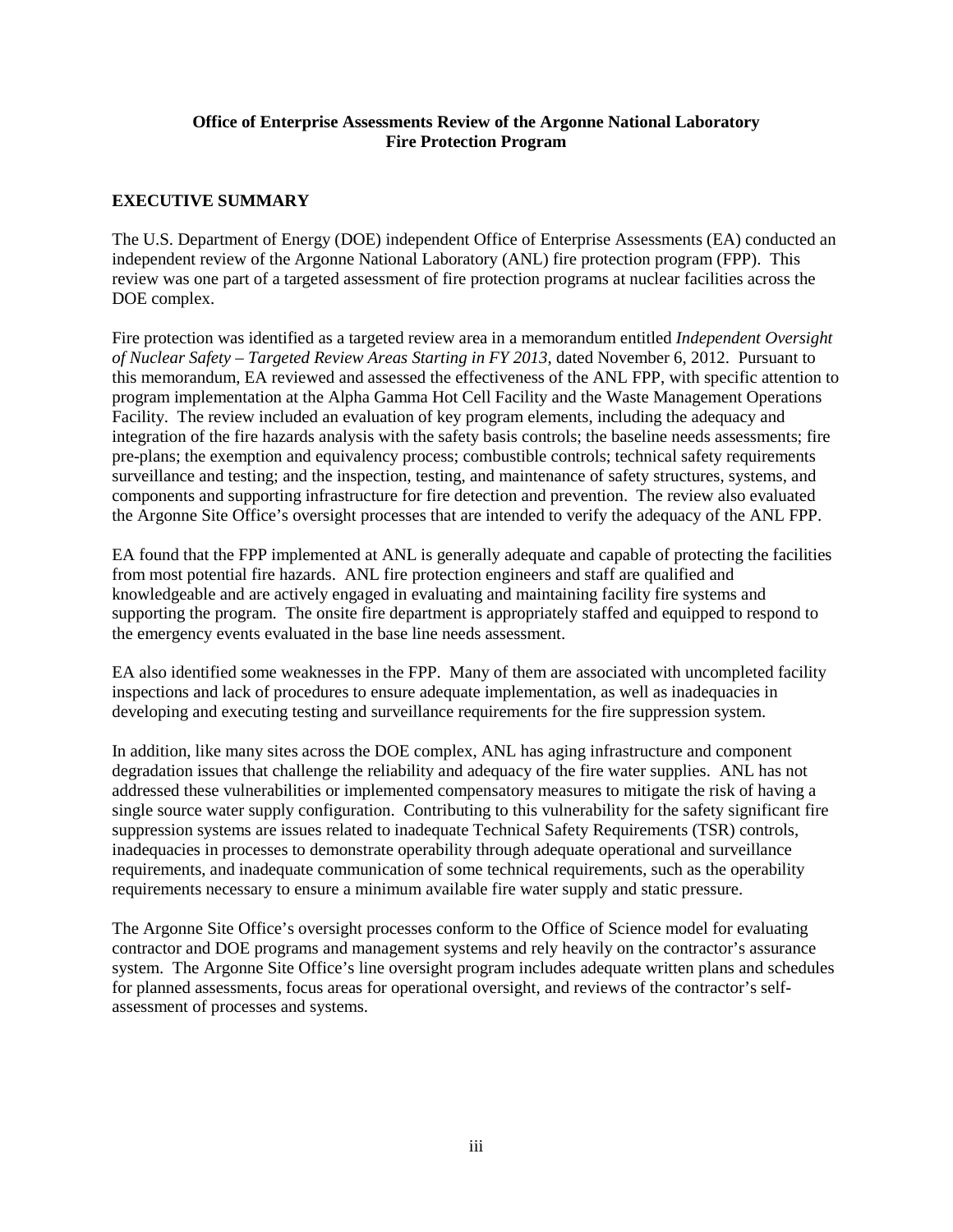**Office of Enterprise Assessments Review of the Argonne National Laboratory Fire Protection Program**

## EXECUTIVE SUMMARY

The U.S. Department of Energy (DOE) independent Office of Enterprise Assessments (EA) conducted an independent review of the Argonne National Laboratory (ANL) fire protection program (FPP). This review was one part of a targeted assessment of fire protection programs at nuclear facilities across the DOE complex.

Fire protection was identified as a targeted review area in a memorandum entitled *Independent Oversight of Nuclear Safety – Targeted Review Areas Starting in FY 2013*, dated November 6, 2012. Pursuant to this memorandum, EA reviewed and assessed the effectiveness of the ANL FPP, with specific attention to program implementation at the Alpha Gamma Hot Cell Facility and the Waste Management Operations Facility. The review included an evaluation of key program elements, including the adequacy and integration of the fire hazards analysis with the safety basis controls; the baseline needs assessments; fire pre-plans; the exemption and equivalency process; combustible controls; technical safety requirements surveillance and testing; and the inspection, testing, and maintenance of safety structures, systems, and components and supporting infrastructure for fire detection and prevention. The review also evaluated the Argonne Site Office's oversight processes that are intended to verify the adequacy of the ANL FPP.

EA found that the FPP implemented at ANL is generally adequate and capable of protecting the facilities from most potential fire hazards. ANL fire protection engineers and staff are qualified and knowledgeable and are actively engaged in evaluating and maintaining facility fire systems and supporting the program. The onsite fire department is appropriately staffed and equipped to respond to the emergency events evaluated in the base line needs assessment.

EA also identified some weaknesses in the FPP. Many of them are associated with uncompleted facility inspections and lack of procedures to ensure adequate implementation, as well as inadequacies in developing and executing testing and surveillance requirements for the fire suppression system.

In addition, like many sites across the DOE complex, ANL has aging infrastructure and component degradation issues that challenge the reliability and adequacy of the fire water supplies. ANL has not addressed these vulnerabilities or implemented compensatory measures to mitigate the risk of having a single source water supply configuration. Contributing to this vulnerability for the safety significant fire suppression systems are issues related to inadequate Technical Safety Requirements (TSR) controls, inadequacies in processes to demonstrate operability through adequate operational and surveillance requirements, and inadequate communication of some technical requirements, such as the operability requirements necessary to ensure a minimum available fire water supply and static pressure.

The Argonne Site Office's oversight processes conform to the Office of Science model for evaluating contractor and DOE programs and management systems and rely heavily on the contractor's assurance system. The Argonne Site Office's line oversight program includes adequate written plans and schedules for planned assessments, focus areas for operational oversight, and reviews of the contractor's self-assessment of processes and systems.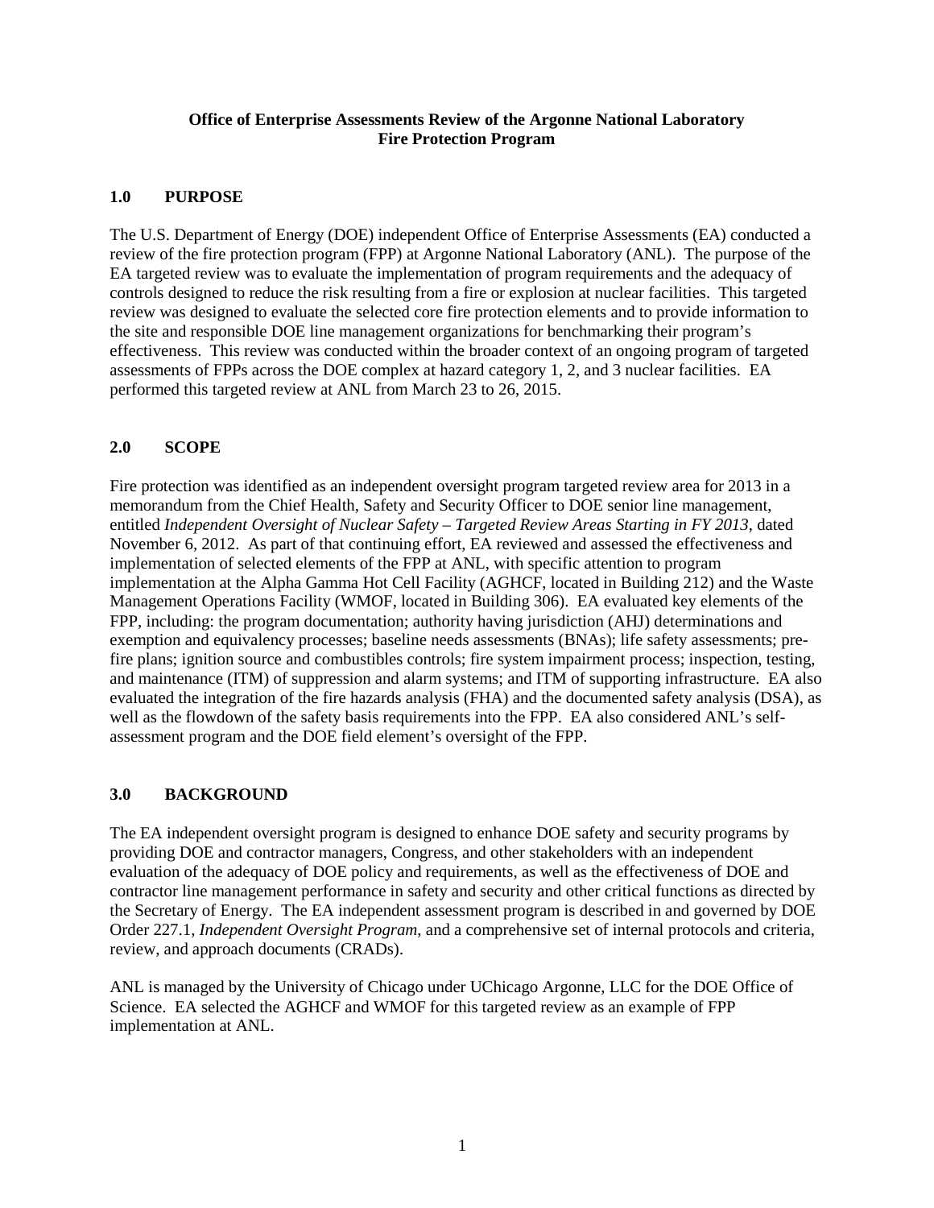**Office of Enterprise Assessments Review of the Argonne National Laboratory Fire Protection Program**

## 1.0 PURPOSE

The U.S. Department of Energy (DOE) independent Office of Enterprise Assessments (EA) conducted a review of the fire protection program (FPP) at Argonne National Laboratory (ANL). The purpose of the EA targeted review was to evaluate the implementation of program requirements and the adequacy of controls designed to reduce the risk resulting from a fire or explosion at nuclear facilities. This targeted review was designed to evaluate the selected core fire protection elements and to provide information to the site and responsible DOE line management organizations for benchmarking their program's effectiveness. This review was conducted within the broader context of an ongoing program of targeted assessments of FPPs across the DOE complex at hazard category 1, 2, and 3 nuclear facilities. EA performed this targeted review at ANL from March 23 to 26, 2015.

## 2.0 SCOPE

Fire protection was identified as an independent oversight program targeted review area for 2013 in a memorandum from the Chief Health, Safety and Security Officer to DOE senior line management, entitled *Independent Oversight of Nuclear Safety – Targeted Review Areas Starting in FY 2013*, dated November 6, 2012. As part of that continuing effort, EA reviewed and assessed the effectiveness and implementation of selected elements of the FPP at ANL, with specific attention to program implementation at the Alpha Gamma Hot Cell Facility (AGHCF, located in Building 212) and the Waste Management Operations Facility (WMOF, located in Building 306). EA evaluated key elements of the FPP, including: the program documentation; authority having jurisdiction (AHJ) determinations and exemption and equivalency processes; baseline needs assessments (BNAs); life safety assessments; pre-fire plans; ignition source and combustibles controls; fire system impairment process; inspection, testing, and maintenance (ITM) of suppression and alarm systems; and ITM of supporting infrastructure. EA also evaluated the integration of the fire hazards analysis (FHA) and the documented safety analysis (DSA), as well as the flowdown of the safety basis requirements into the FPP. EA also considered ANL's self-assessment program and the DOE field element's oversight of the FPP.

## 3.0 BACKGROUND

The EA independent oversight program is designed to enhance DOE safety and security programs by providing DOE and contractor managers, Congress, and other stakeholders with an independent evaluation of the adequacy of DOE policy and requirements, as well as the effectiveness of DOE and contractor line management performance in safety and security and other critical functions as directed by the Secretary of Energy. The EA independent assessment program is described in and governed by DOE Order 227.1, *Independent Oversight Program*, and a comprehensive set of internal protocols and criteria, review, and approach documents (CRADs).

ANL is managed by the University of Chicago under UChicago Argonne, LLC for the DOE Office of Science. EA selected the AGHCF and WMOF for this targeted review as an example of FPP implementation at ANL.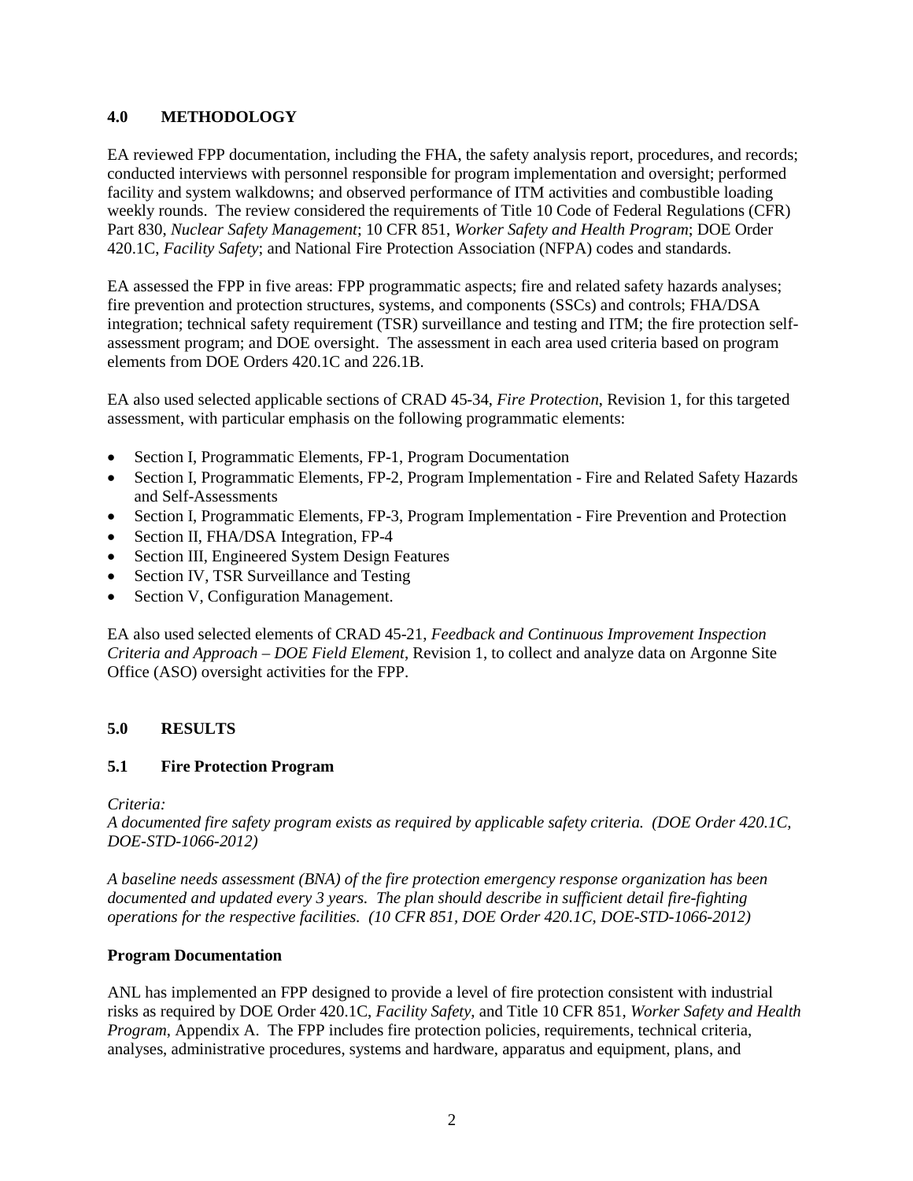## 4.0 METHODOLOGY

EA reviewed FPP documentation, including the FHA, the safety analysis report, procedures, and records; conducted interviews with personnel responsible for program implementation and oversight; performed facility and system walkdowns; and observed performance of ITM activities and combustible loading weekly rounds. The review considered the requirements of Title 10 Code of Federal Regulations (CFR) Part 830, *Nuclear Safety Management*; 10 CFR 851, *Worker Safety and Health Program*; DOE Order 420.1C, *Facility Safety*; and National Fire Protection Association (NFPA) codes and standards.

EA assessed the FPP in five areas: FPP programmatic aspects; fire and related safety hazards analyses; fire prevention and protection structures, systems, and components (SSCs) and controls; FHA/DSA integration; technical safety requirement (TSR) surveillance and testing and ITM; the fire protection self-assessment program; and DOE oversight. The assessment in each area used criteria based on program elements from DOE Orders 420.1C and 226.1B.

EA also used selected applicable sections of CRAD 45-34, *Fire Protection*, Revision 1, for this targeted assessment, with particular emphasis on the following programmatic elements:

- Section I, Programmatic Elements, FP-1, Program Documentation
- Section I, Programmatic Elements, FP-2, Program Implementation - Fire and Related Safety Hazards and Self-Assessments
- Section I, Programmatic Elements, FP-3, Program Implementation - Fire Prevention and Protection
- Section II, FHA/DSA Integration, FP-4
- Section III, Engineered System Design Features
- Section IV, TSR Surveillance and Testing
- Section V, Configuration Management.

EA also used selected elements of CRAD 45-21, *Feedback and Continuous Improvement Inspection Criteria and Approach – DOE Field Element*, Revision 1, to collect and analyze data on Argonne Site Office (ASO) oversight activities for the FPP.

## 5.0 RESULTS

### 5.1 Fire Protection Program

*Criteria:*

*A documented fire safety program exists as required by applicable safety criteria. (DOE Order 420.1C, DOE-STD-1066-2012)*

*A baseline needs assessment (BNA) of the fire protection emergency response organization has been documented and updated every 3 years. The plan should describe in sufficient detail fire-fighting operations for the respective facilities. (10 CFR 851, DOE Order 420.1C, DOE-STD-1066-2012)*

**Program Documentation**

ANL has implemented an FPP designed to provide a level of fire protection consistent with industrial risks as required by DOE Order 420.1C, *Facility Safety*, and Title 10 CFR 851, *Worker Safety and Health Program*, Appendix A. The FPP includes fire protection policies, requirements, technical criteria, analyses, administrative procedures, systems and hardware, apparatus and equipment, plans, and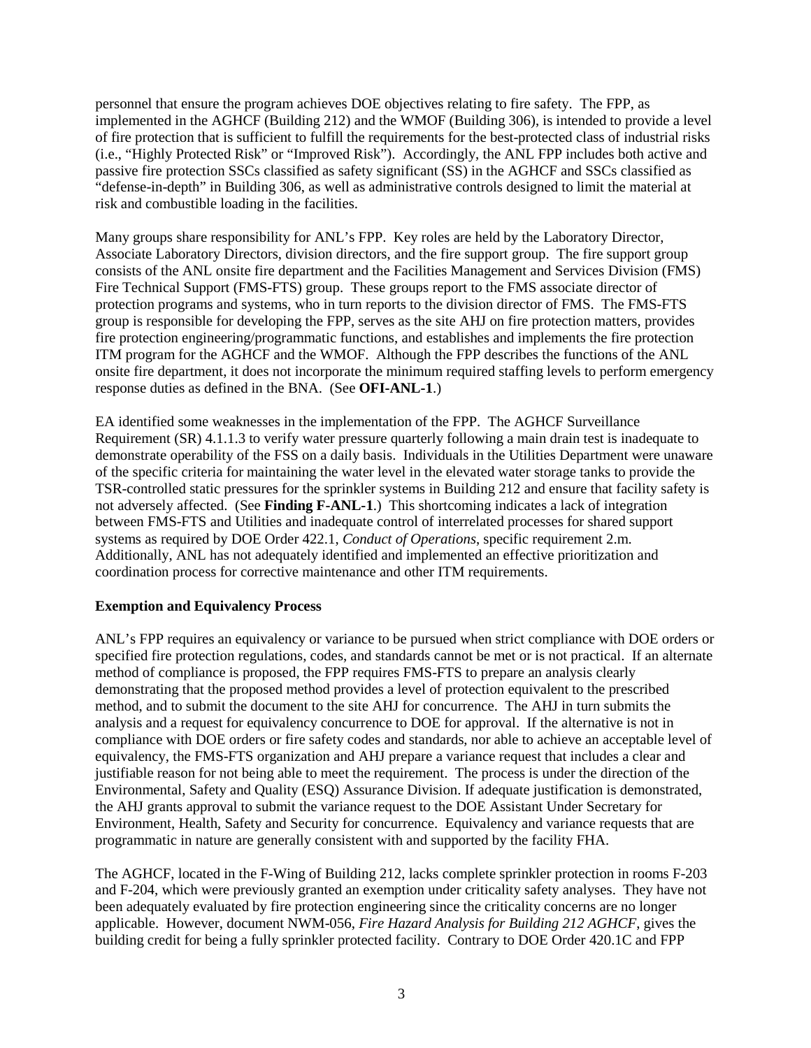personnel that ensure the program achieves DOE objectives relating to fire safety. The FPP, as implemented in the AGHCF (Building 212) and the WMOF (Building 306), is intended to provide a level of fire protection that is sufficient to fulfill the requirements for the best-protected class of industrial risks (i.e., "Highly Protected Risk" or "Improved Risk"). Accordingly, the ANL FPP includes both active and passive fire protection SSCs classified as safety significant (SS) in the AGHCF and SSCs classified as "defense-in-depth" in Building 306, as well as administrative controls designed to limit the material at risk and combustible loading in the facilities.

Many groups share responsibility for ANL's FPP. Key roles are held by the Laboratory Director, Associate Laboratory Directors, division directors, and the fire support group. The fire support group consists of the ANL onsite fire department and the Facilities Management and Services Division (FMS) Fire Technical Support (FMS-FTS) group. These groups report to the FMS associate director of protection programs and systems, who in turn reports to the division director of FMS. The FMS-FTS group is responsible for developing the FPP, serves as the site AHJ on fire protection matters, provides fire protection engineering/programmatic functions, and establishes and implements the fire protection ITM program for the AGHCF and the WMOF. Although the FPP describes the functions of the ANL onsite fire department, it does not incorporate the minimum required staffing levels to perform emergency response duties as defined in the BNA. (See **OFI-ANL-1**.)

EA identified some weaknesses in the implementation of the FPP. The AGHCF Surveillance Requirement (SR) 4.1.1.3 to verify water pressure quarterly following a main drain test is inadequate to demonstrate operability of the FSS on a daily basis. Individuals in the Utilities Department were unaware of the specific criteria for maintaining the water level in the elevated water storage tanks to provide the TSR-controlled static pressures for the sprinkler systems in Building 212 and ensure that facility safety is not adversely affected. (See **Finding F-ANL-1**.) This shortcoming indicates a lack of integration between FMS-FTS and Utilities and inadequate control of interrelated processes for shared support systems as required by DOE Order 422.1, *Conduct of Operations*, specific requirement 2.m. Additionally, ANL has not adequately identified and implemented an effective prioritization and coordination process for corrective maintenance and other ITM requirements.

**Exemption and Equivalency Process**

ANL's FPP requires an equivalency or variance to be pursued when strict compliance with DOE orders or specified fire protection regulations, codes, and standards cannot be met or is not practical. If an alternate method of compliance is proposed, the FPP requires FMS-FTS to prepare an analysis clearly demonstrating that the proposed method provides a level of protection equivalent to the prescribed method, and to submit the document to the site AHJ for concurrence. The AHJ in turn submits the analysis and a request for equivalency concurrence to DOE for approval. If the alternative is not in compliance with DOE orders or fire safety codes and standards, nor able to achieve an acceptable level of equivalency, the FMS-FTS organization and AHJ prepare a variance request that includes a clear and justifiable reason for not being able to meet the requirement. The process is under the direction of the Environmental, Safety and Quality (ESQ) Assurance Division. If adequate justification is demonstrated, the AHJ grants approval to submit the variance request to the DOE Assistant Under Secretary for Environment, Health, Safety and Security for concurrence. Equivalency and variance requests that are programmatic in nature are generally consistent with and supported by the facility FHA.

The AGHCF, located in the F-Wing of Building 212, lacks complete sprinkler protection in rooms F-203 and F-204, which were previously granted an exemption under criticality safety analyses. They have not been adequately evaluated by fire protection engineering since the criticality concerns are no longer applicable. However, document NWM-056, *Fire Hazard Analysis for Building 212 AGHCF,* gives the building credit for being a fully sprinkler protected facility. Contrary to DOE Order 420.1C and FPP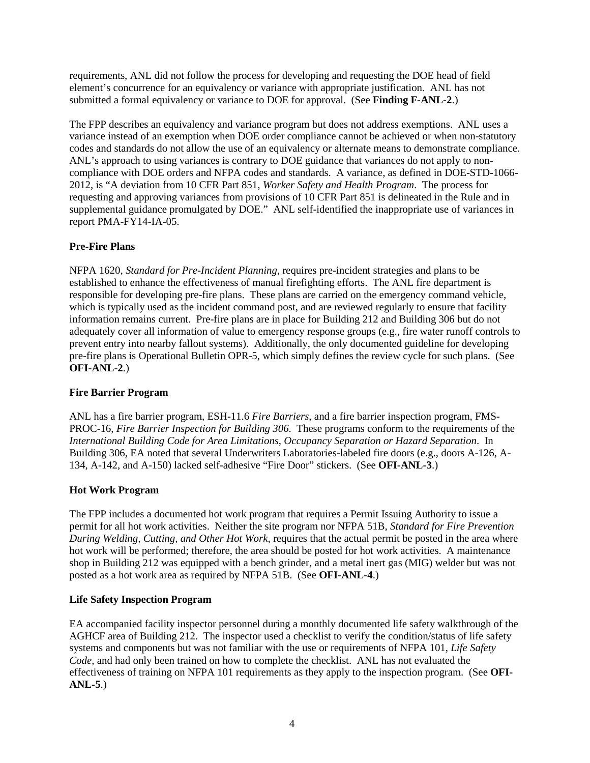requirements, ANL did not follow the process for developing and requesting the DOE head of field element's concurrence for an equivalency or variance with appropriate justification. ANL has not submitted a formal equivalency or variance to DOE for approval. (See **Finding F-ANL-2**.)

The FPP describes an equivalency and variance program but does not address exemptions. ANL uses a variance instead of an exemption when DOE order compliance cannot be achieved or when non-statutory codes and standards do not allow the use of an equivalency or alternate means to demonstrate compliance. ANL's approach to using variances is contrary to DOE guidance that variances do not apply to non-compliance with DOE orders and NFPA codes and standards. A variance, as defined in DOE-STD-1066-2012, is "A deviation from 10 CFR Part 851, *Worker Safety and Health Program*. The process for requesting and approving variances from provisions of 10 CFR Part 851 is delineated in the Rule and in supplemental guidance promulgated by DOE." ANL self-identified the inappropriate use of variances in report PMA-FY14-IA-05.

**Pre-Fire Plans**

NFPA 1620, *Standard for Pre-Incident Planning*, requires pre-incident strategies and plans to be established to enhance the effectiveness of manual firefighting efforts. The ANL fire department is responsible for developing pre-fire plans. These plans are carried on the emergency command vehicle, which is typically used as the incident command post, and are reviewed regularly to ensure that facility information remains current. Pre-fire plans are in place for Building 212 and Building 306 but do not adequately cover all information of value to emergency response groups (e.g., fire water runoff controls to prevent entry into nearby fallout systems). Additionally, the only documented guideline for developing pre-fire plans is Operational Bulletin OPR-5, which simply defines the review cycle for such plans. (See **OFI-ANL-2**.)

**Fire Barrier Program**

ANL has a fire barrier program, ESH-11.6 *Fire Barriers*, and a fire barrier inspection program, FMS-PROC-16, *Fire Barrier Inspection for Building 306*. These programs conform to the requirements of the *International Building Code for Area Limitations, Occupancy Separation or Hazard Separation*. In Building 306, EA noted that several Underwriters Laboratories-labeled fire doors (e.g., doors A-126, A-134, A-142, and A-150) lacked self-adhesive "Fire Door" stickers. (See **OFI-ANL-3**.)

**Hot Work Program**

The FPP includes a documented hot work program that requires a Permit Issuing Authority to issue a permit for all hot work activities. Neither the site program nor NFPA 51B, *Standard for Fire Prevention During Welding, Cutting, and Other Hot Work*, requires that the actual permit be posted in the area where hot work will be performed; therefore, the area should be posted for hot work activities. A maintenance shop in Building 212 was equipped with a bench grinder, and a metal inert gas (MIG) welder but was not posted as a hot work area as required by NFPA 51B. (See **OFI-ANL-4**.)

**Life Safety Inspection Program**

EA accompanied facility inspector personnel during a monthly documented life safety walkthrough of the AGHCF area of Building 212. The inspector used a checklist to verify the condition/status of life safety systems and components but was not familiar with the use or requirements of NFPA 101, *Life Safety Code*, and had only been trained on how to complete the checklist. ANL has not evaluated the effectiveness of training on NFPA 101 requirements as they apply to the inspection program. (See **OFI-ANL-5**.)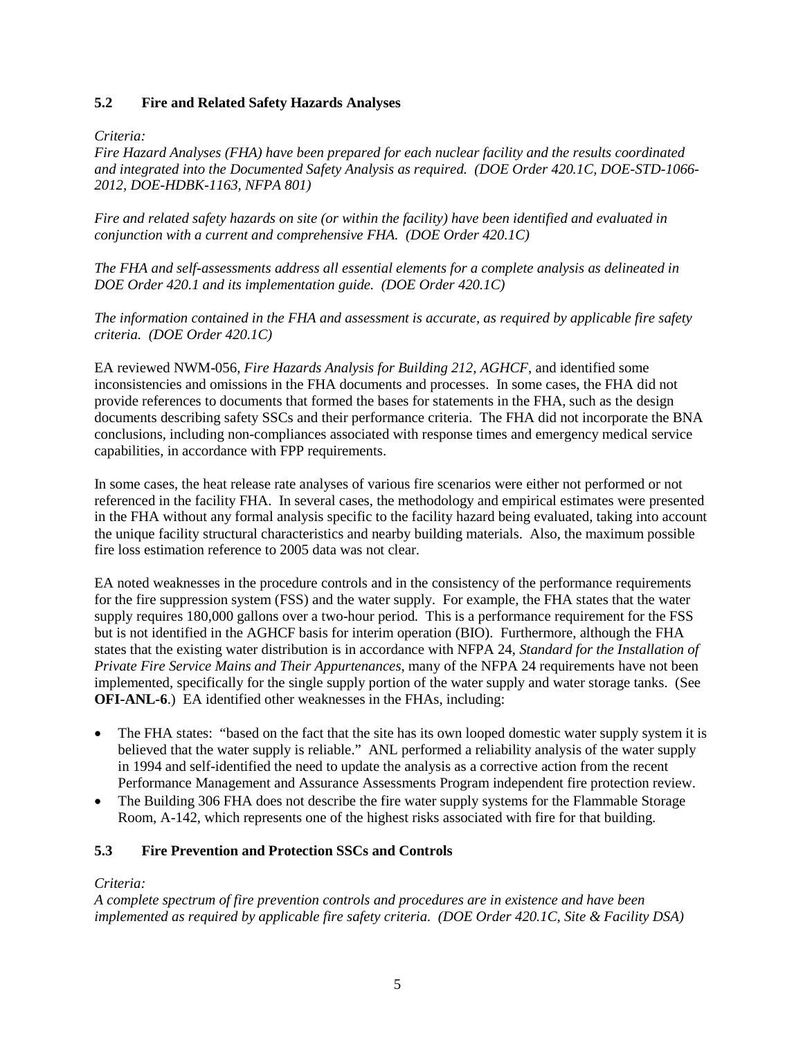### 5.2 Fire and Related Safety Hazards Analyses

*Criteria:*

*Fire Hazard Analyses (FHA) have been prepared for each nuclear facility and the results coordinated and integrated into the Documented Safety Analysis as required. (DOE Order 420.1C, DOE-STD-1066-2012, DOE-HDBK-1163, NFPA 801)*

*Fire and related safety hazards on site (or within the facility) have been identified and evaluated in conjunction with a current and comprehensive FHA. (DOE Order 420.1C)*

*The FHA and self-assessments address all essential elements for a complete analysis as delineated in DOE Order 420.1 and its implementation guide. (DOE Order 420.1C)*

*The information contained in the FHA and assessment is accurate, as required by applicable fire safety criteria. (DOE Order 420.1C)*

EA reviewed NWM-056, *Fire Hazards Analysis for Building 212, AGHCF*, and identified some inconsistencies and omissions in the FHA documents and processes. In some cases, the FHA did not provide references to documents that formed the bases for statements in the FHA, such as the design documents describing safety SSCs and their performance criteria. The FHA did not incorporate the BNA conclusions, including non-compliances associated with response times and emergency medical service capabilities, in accordance with FPP requirements.

In some cases, the heat release rate analyses of various fire scenarios were either not performed or not referenced in the facility FHA. In several cases, the methodology and empirical estimates were presented in the FHA without any formal analysis specific to the facility hazard being evaluated, taking into account the unique facility structural characteristics and nearby building materials. Also, the maximum possible fire loss estimation reference to 2005 data was not clear.

EA noted weaknesses in the procedure controls and in the consistency of the performance requirements for the fire suppression system (FSS) and the water supply. For example, the FHA states that the water supply requires 180,000 gallons over a two-hour period. This is a performance requirement for the FSS but is not identified in the AGHCF basis for interim operation (BIO). Furthermore, although the FHA states that the existing water distribution is in accordance with NFPA 24, *Standard for the Installation of Private Fire Service Mains and Their Appurtenances*, many of the NFPA 24 requirements have not been implemented, specifically for the single supply portion of the water supply and water storage tanks. (See **OFI-ANL-6**.) EA identified other weaknesses in the FHAs, including:

- The FHA states: "based on the fact that the site has its own looped domestic water supply system it is believed that the water supply is reliable." ANL performed a reliability analysis of the water supply in 1994 and self-identified the need to update the analysis as a corrective action from the recent Performance Management and Assurance Assessments Program independent fire protection review.
- The Building 306 FHA does not describe the fire water supply systems for the Flammable Storage Room, A-142, which represents one of the highest risks associated with fire for that building.

### 5.3 Fire Prevention and Protection SSCs and Controls

*Criteria:*

*A complete spectrum of fire prevention controls and procedures are in existence and have been implemented as required by applicable fire safety criteria. (DOE Order 420.1C, Site & Facility DSA)*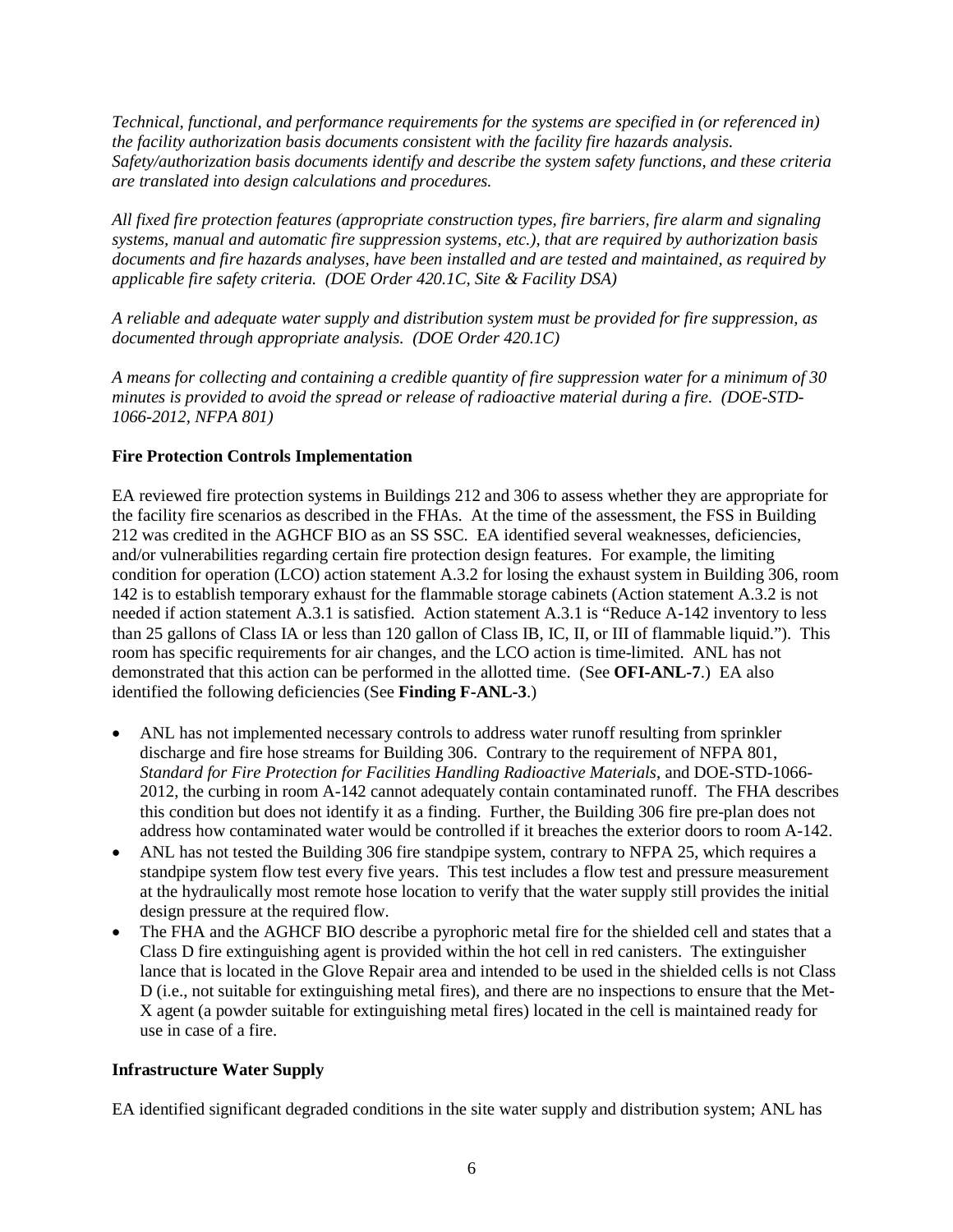*Technical, functional, and performance requirements for the systems are specified in (or referenced in) the facility authorization basis documents consistent with the facility fire hazards analysis. Safety/authorization basis documents identify and describe the system safety functions, and these criteria are translated into design calculations and procedures.*

*All fixed fire protection features (appropriate construction types, fire barriers, fire alarm and signaling systems, manual and automatic fire suppression systems, etc.), that are required by authorization basis documents and fire hazards analyses, have been installed and are tested and maintained, as required by applicable fire safety criteria. (DOE Order 420.1C, Site & Facility DSA)*

*A reliable and adequate water supply and distribution system must be provided for fire suppression, as documented through appropriate analysis. (DOE Order 420.1C)*

*A means for collecting and containing a credible quantity of fire suppression water for a minimum of 30 minutes is provided to avoid the spread or release of radioactive material during a fire. (DOE-STD-1066-2012, NFPA 801)*

**Fire Protection Controls Implementation**

EA reviewed fire protection systems in Buildings 212 and 306 to assess whether they are appropriate for the facility fire scenarios as described in the FHAs. At the time of the assessment, the FSS in Building 212 was credited in the AGHCF BIO as an SS SSC. EA identified several weaknesses, deficiencies, and/or vulnerabilities regarding certain fire protection design features. For example, the limiting condition for operation (LCO) action statement A.3.2 for losing the exhaust system in Building 306, room 142 is to establish temporary exhaust for the flammable storage cabinets (Action statement A.3.2 is not needed if action statement A.3.1 is satisfied. Action statement A.3.1 is "Reduce A-142 inventory to less than 25 gallons of Class IA or less than 120 gallon of Class IB, IC, II, or III of flammable liquid."). This room has specific requirements for air changes, and the LCO action is time-limited. ANL has not demonstrated that this action can be performed in the allotted time. (See **OFI-ANL-7**.) EA also identified the following deficiencies (See **Finding F-ANL-3**.)

- ANL has not implemented necessary controls to address water runoff resulting from sprinkler discharge and fire hose streams for Building 306. Contrary to the requirement of NFPA 801, *Standard for Fire Protection for Facilities Handling Radioactive Materials*, and DOE-STD-1066-2012, the curbing in room A-142 cannot adequately contain contaminated runoff. The FHA describes this condition but does not identify it as a finding. Further, the Building 306 fire pre-plan does not address how contaminated water would be controlled if it breaches the exterior doors to room A-142.
- ANL has not tested the Building 306 fire standpipe system, contrary to NFPA 25, which requires a standpipe system flow test every five years. This test includes a flow test and pressure measurement at the hydraulically most remote hose location to verify that the water supply still provides the initial design pressure at the required flow.
- The FHA and the AGHCF BIO describe a pyrophoric metal fire for the shielded cell and states that a Class D fire extinguishing agent is provided within the hot cell in red canisters. The extinguisher lance that is located in the Glove Repair area and intended to be used in the shielded cells is not Class D (i.e., not suitable for extinguishing metal fires), and there are no inspections to ensure that the Met-X agent (a powder suitable for extinguishing metal fires) located in the cell is maintained ready for use in case of a fire.

**Infrastructure Water Supply**

EA identified significant degraded conditions in the site water supply and distribution system; ANL has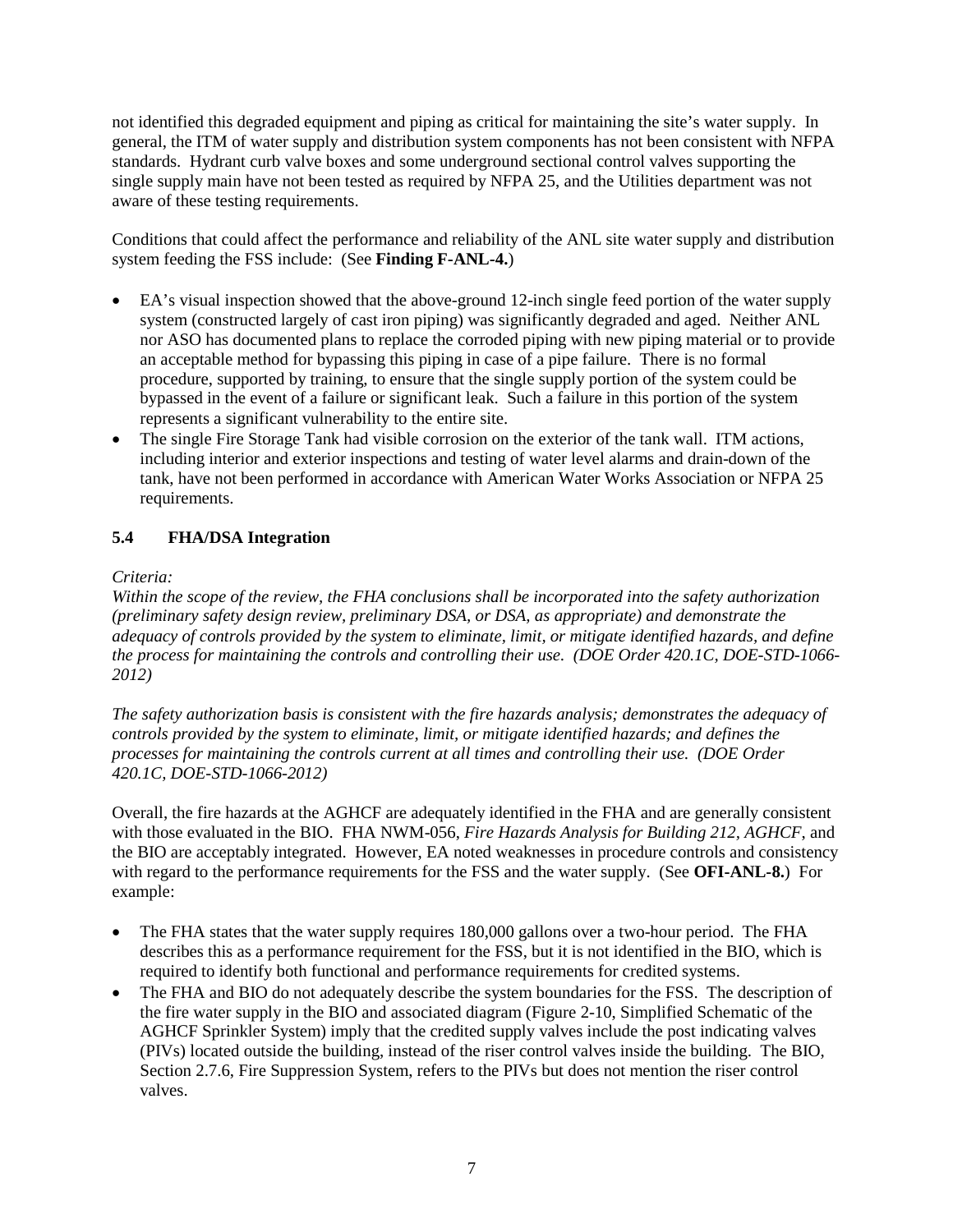not identified this degraded equipment and piping as critical for maintaining the site's water supply. In general, the ITM of water supply and distribution system components has not been consistent with NFPA standards. Hydrant curb valve boxes and some underground sectional control valves supporting the single supply main have not been tested as required by NFPA 25, and the Utilities department was not aware of these testing requirements.

Conditions that could affect the performance and reliability of the ANL site water supply and distribution system feeding the FSS include: (See **Finding F-ANL-4.**)

- EA's visual inspection showed that the above-ground 12-inch single feed portion of the water supply system (constructed largely of cast iron piping) was significantly degraded and aged. Neither ANL nor ASO has documented plans to replace the corroded piping with new piping material or to provide an acceptable method for bypassing this piping in case of a pipe failure. There is no formal procedure, supported by training, to ensure that the single supply portion of the system could be bypassed in the event of a failure or significant leak. Such a failure in this portion of the system represents a significant vulnerability to the entire site.
- The single Fire Storage Tank had visible corrosion on the exterior of the tank wall. ITM actions, including interior and exterior inspections and testing of water level alarms and drain-down of the tank, have not been performed in accordance with American Water Works Association or NFPA 25 requirements.

## 5.4 FHA/DSA Integration

*Criteria:*

*Within the scope of the review, the FHA conclusions shall be incorporated into the safety authorization (preliminary safety design review, preliminary DSA, or DSA, as appropriate) and demonstrate the adequacy of controls provided by the system to eliminate, limit, or mitigate identified hazards, and define the process for maintaining the controls and controlling their use. (DOE Order 420.1C, DOE-STD-1066-2012)*

*The safety authorization basis is consistent with the fire hazards analysis; demonstrates the adequacy of controls provided by the system to eliminate, limit, or mitigate identified hazards; and defines the processes for maintaining the controls current at all times and controlling their use. (DOE Order 420.1C, DOE-STD-1066-2012)*

Overall, the fire hazards at the AGHCF are adequately identified in the FHA and are generally consistent with those evaluated in the BIO. FHA NWM-056, *Fire Hazards Analysis for Building 212, AGHCF*, and the BIO are acceptably integrated. However, EA noted weaknesses in procedure controls and consistency with regard to the performance requirements for the FSS and the water supply. (See **OFI-ANL-8.**) For example:

- The FHA states that the water supply requires 180,000 gallons over a two-hour period. The FHA describes this as a performance requirement for the FSS, but it is not identified in the BIO, which is required to identify both functional and performance requirements for credited systems.
- The FHA and BIO do not adequately describe the system boundaries for the FSS. The description of the fire water supply in the BIO and associated diagram (Figure 2-10, Simplified Schematic of the AGHCF Sprinkler System) imply that the credited supply valves include the post indicating valves (PIVs) located outside the building, instead of the riser control valves inside the building. The BIO, Section 2.7.6, Fire Suppression System, refers to the PIVs but does not mention the riser control valves.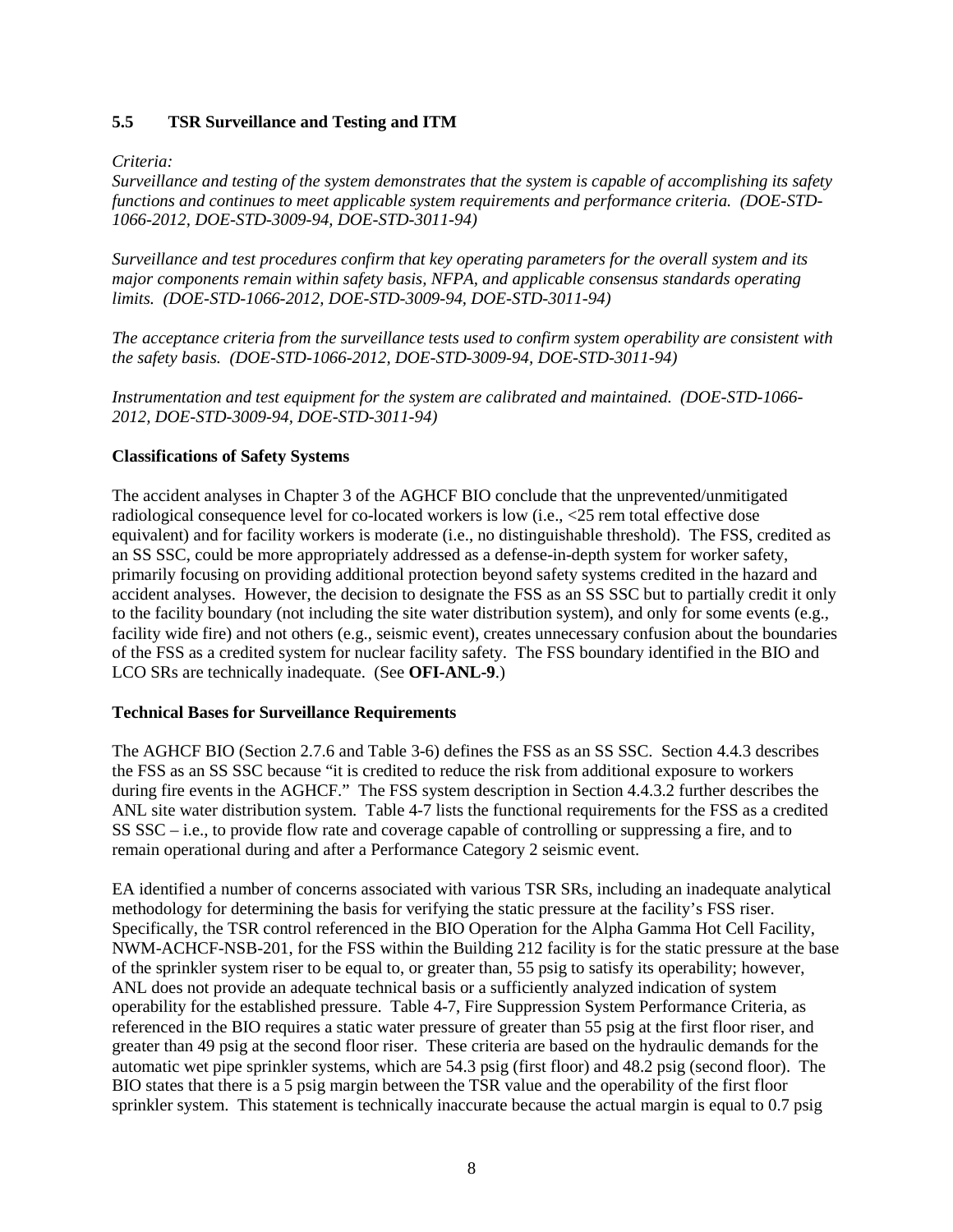### 5.5 TSR Surveillance and Testing and ITM

*Criteria:*
*Surveillance and testing of the system demonstrates that the system is capable of accomplishing its safety functions and continues to meet applicable system requirements and performance criteria. (DOE-STD-1066-2012, DOE-STD-3009-94, DOE-STD-3011-94)*

*Surveillance and test procedures confirm that key operating parameters for the overall system and its major components remain within safety basis, NFPA, and applicable consensus standards operating limits. (DOE-STD-1066-2012, DOE-STD-3009-94, DOE-STD-3011-94)*

*The acceptance criteria from the surveillance tests used to confirm system operability are consistent with the safety basis. (DOE-STD-1066-2012, DOE-STD-3009-94, DOE-STD-3011-94)*

*Instrumentation and test equipment for the system are calibrated and maintained. (DOE-STD-1066-2012, DOE-STD-3009-94, DOE-STD-3011-94)*

**Classifications of Safety Systems**

The accident analyses in Chapter 3 of the AGHCF BIO conclude that the unprevented/unmitigated radiological consequence level for co-located workers is low (i.e., <25 rem total effective dose equivalent) and for facility workers is moderate (i.e., no distinguishable threshold). The FSS, credited as an SS SSC, could be more appropriately addressed as a defense-in-depth system for worker safety, primarily focusing on providing additional protection beyond safety systems credited in the hazard and accident analyses. However, the decision to designate the FSS as an SS SSC but to partially credit it only to the facility boundary (not including the site water distribution system), and only for some events (e.g., facility wide fire) and not others (e.g., seismic event), creates unnecessary confusion about the boundaries of the FSS as a credited system for nuclear facility safety. The FSS boundary identified in the BIO and LCO SRs are technically inadequate. (See **OFI-ANL-9**.)

**Technical Bases for Surveillance Requirements**

The AGHCF BIO (Section 2.7.6 and Table 3-6) defines the FSS as an SS SSC. Section 4.4.3 describes the FSS as an SS SSC because "it is credited to reduce the risk from additional exposure to workers during fire events in the AGHCF." The FSS system description in Section 4.4.3.2 further describes the ANL site water distribution system. Table 4-7 lists the functional requirements for the FSS as a credited SS SSC – i.e., to provide flow rate and coverage capable of controlling or suppressing a fire, and to remain operational during and after a Performance Category 2 seismic event.

EA identified a number of concerns associated with various TSR SRs, including an inadequate analytical methodology for determining the basis for verifying the static pressure at the facility's FSS riser. Specifically, the TSR control referenced in the BIO Operation for the Alpha Gamma Hot Cell Facility, NWM-ACHCF-NSB-201, for the FSS within the Building 212 facility is for the static pressure at the base of the sprinkler system riser to be equal to, or greater than, 55 psig to satisfy its operability; however, ANL does not provide an adequate technical basis or a sufficiently analyzed indication of system operability for the established pressure. Table 4-7, Fire Suppression System Performance Criteria, as referenced in the BIO requires a static water pressure of greater than 55 psig at the first floor riser, and greater than 49 psig at the second floor riser. These criteria are based on the hydraulic demands for the automatic wet pipe sprinkler systems, which are 54.3 psig (first floor) and 48.2 psig (second floor). The BIO states that there is a 5 psig margin between the TSR value and the operability of the first floor sprinkler system. This statement is technically inaccurate because the actual margin is equal to 0.7 psig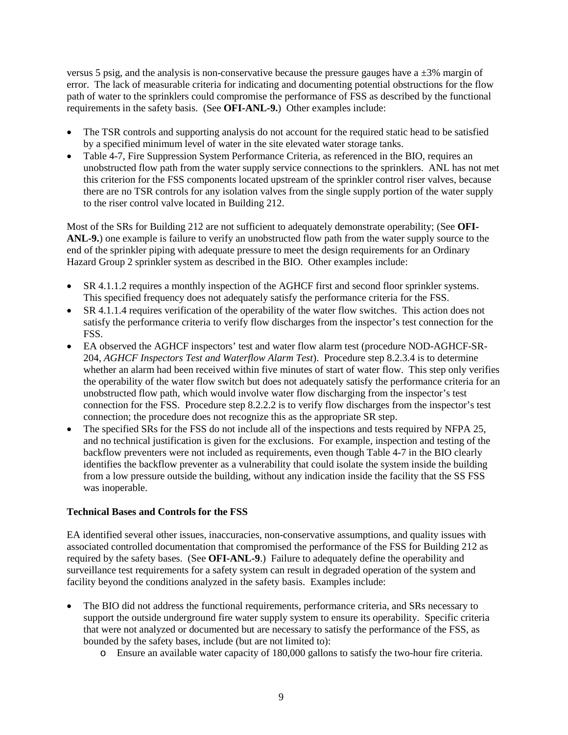versus 5 psig, and the analysis is non-conservative because the pressure gauges have a ±3% margin of error. The lack of measurable criteria for indicating and documenting potential obstructions for the flow path of water to the sprinklers could compromise the performance of FSS as described by the functional requirements in the safety basis. (See **OFI-ANL-9.**) Other examples include:

- The TSR controls and supporting analysis do not account for the required static head to be satisfied by a specified minimum level of water in the site elevated water storage tanks.
- Table 4-7, Fire Suppression System Performance Criteria, as referenced in the BIO, requires an unobstructed flow path from the water supply service connections to the sprinklers. ANL has not met this criterion for the FSS components located upstream of the sprinkler control riser valves, because there are no TSR controls for any isolation valves from the single supply portion of the water supply to the riser control valve located in Building 212.

Most of the SRs for Building 212 are not sufficient to adequately demonstrate operability; (See **OFI-ANL-9.**) one example is failure to verify an unobstructed flow path from the water supply source to the end of the sprinkler piping with adequate pressure to meet the design requirements for an Ordinary Hazard Group 2 sprinkler system as described in the BIO. Other examples include:

- SR 4.1.1.2 requires a monthly inspection of the AGHCF first and second floor sprinkler systems. This specified frequency does not adequately satisfy the performance criteria for the FSS.
- SR 4.1.1.4 requires verification of the operability of the water flow switches. This action does not satisfy the performance criteria to verify flow discharges from the inspector's test connection for the FSS.
- EA observed the AGHCF inspectors' test and water flow alarm test (procedure NOD-AGHCF-SR-204, *AGHCF Inspectors Test and Waterflow Alarm Test*). Procedure step 8.2.3.4 is to determine whether an alarm had been received within five minutes of start of water flow. This step only verifies the operability of the water flow switch but does not adequately satisfy the performance criteria for an unobstructed flow path, which would involve water flow discharging from the inspector's test connection for the FSS. Procedure step 8.2.2.2 is to verify flow discharges from the inspector's test connection; the procedure does not recognize this as the appropriate SR step.
- The specified SRs for the FSS do not include all of the inspections and tests required by NFPA 25, and no technical justification is given for the exclusions. For example, inspection and testing of the backflow preventers were not included as requirements, even though Table 4-7 in the BIO clearly identifies the backflow preventer as a vulnerability that could isolate the system inside the building from a low pressure outside the building, without any indication inside the facility that the SS FSS was inoperable.

**Technical Bases and Controls for the FSS**

EA identified several other issues, inaccuracies, non-conservative assumptions, and quality issues with associated controlled documentation that compromised the performance of the FSS for Building 212 as required by the safety bases. (See **OFI-ANL-9**.) Failure to adequately define the operability and surveillance test requirements for a safety system can result in degraded operation of the system and facility beyond the conditions analyzed in the safety basis. Examples include:

- The BIO did not address the functional requirements, performance criteria, and SRs necessary to support the outside underground fire water supply system to ensure its operability. Specific criteria that were not analyzed or documented but are necessary to satisfy the performance of the FSS, as bounded by the safety bases, include (but are not limited to):
  - Ensure an available water capacity of 180,000 gallons to satisfy the two-hour fire criteria.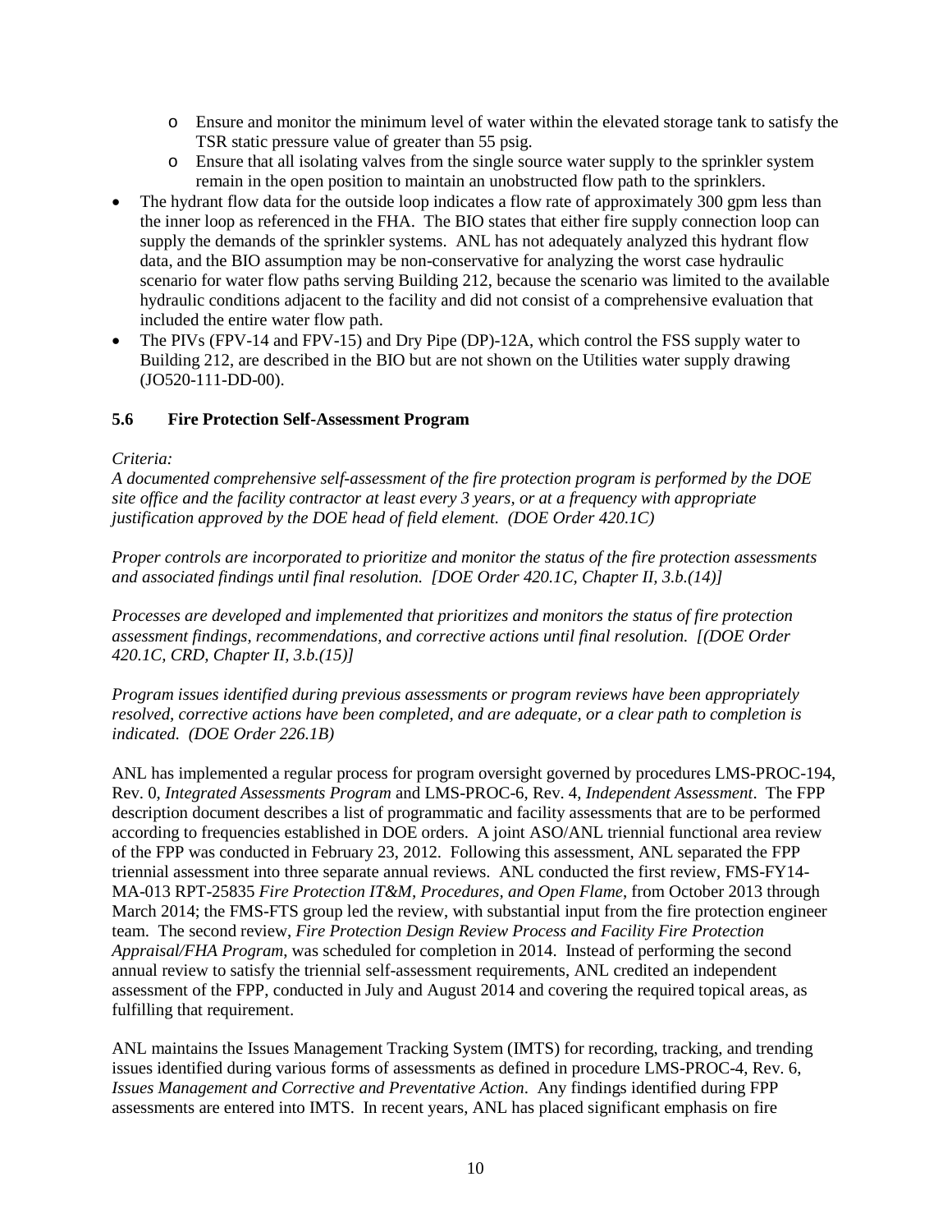- Ensure and monitor the minimum level of water within the elevated storage tank to satisfy the TSR static pressure value of greater than 55 psig.
  - Ensure that all isolating valves from the single source water supply to the sprinkler system remain in the open position to maintain an unobstructed flow path to the sprinklers.
- The hydrant flow data for the outside loop indicates a flow rate of approximately 300 gpm less than the inner loop as referenced in the FHA. The BIO states that either fire supply connection loop can supply the demands of the sprinkler systems. ANL has not adequately analyzed this hydrant flow data, and the BIO assumption may be non-conservative for analyzing the worst case hydraulic scenario for water flow paths serving Building 212, because the scenario was limited to the available hydraulic conditions adjacent to the facility and did not consist of a comprehensive evaluation that included the entire water flow path.
- The PIVs (FPV-14 and FPV-15) and Dry Pipe (DP)-12A, which control the FSS supply water to Building 212, are described in the BIO but are not shown on the Utilities water supply drawing (JO520-111-DD-00).

### 5.6 Fire Protection Self-Assessment Program

*Criteria:*

*A documented comprehensive self-assessment of the fire protection program is performed by the DOE site office and the facility contractor at least every 3 years, or at a frequency with appropriate justification approved by the DOE head of field element. (DOE Order 420.1C)*

*Proper controls are incorporated to prioritize and monitor the status of the fire protection assessments and associated findings until final resolution. [DOE Order 420.1C, Chapter II, 3.b.(14)]*

*Processes are developed and implemented that prioritizes and monitors the status of fire protection assessment findings, recommendations, and corrective actions until final resolution. [(DOE Order 420.1C, CRD, Chapter II, 3.b.(15)]*

*Program issues identified during previous assessments or program reviews have been appropriately resolved, corrective actions have been completed, and are adequate, or a clear path to completion is indicated. (DOE Order 226.1B)*

ANL has implemented a regular process for program oversight governed by procedures LMS-PROC-194, Rev. 0, *Integrated Assessments Program* and LMS-PROC-6, Rev. 4, *Independent Assessment*. The FPP description document describes a list of programmatic and facility assessments that are to be performed according to frequencies established in DOE orders. A joint ASO/ANL triennial functional area review of the FPP was conducted in February 23, 2012. Following this assessment, ANL separated the FPP triennial assessment into three separate annual reviews. ANL conducted the first review, FMS-FY14-MA-013 RPT-25835 *Fire Protection IT&M, Procedures, and Open Flame*, from October 2013 through March 2014; the FMS-FTS group led the review, with substantial input from the fire protection engineer team. The second review, *Fire Protection Design Review Process and Facility Fire Protection Appraisal/FHA Program*, was scheduled for completion in 2014. Instead of performing the second annual review to satisfy the triennial self-assessment requirements, ANL credited an independent assessment of the FPP, conducted in July and August 2014 and covering the required topical areas, as fulfilling that requirement.

ANL maintains the Issues Management Tracking System (IMTS) for recording, tracking, and trending issues identified during various forms of assessments as defined in procedure LMS-PROC-4, Rev. 6, *Issues Management and Corrective and Preventative Action*. Any findings identified during FPP assessments are entered into IMTS. In recent years, ANL has placed significant emphasis on fire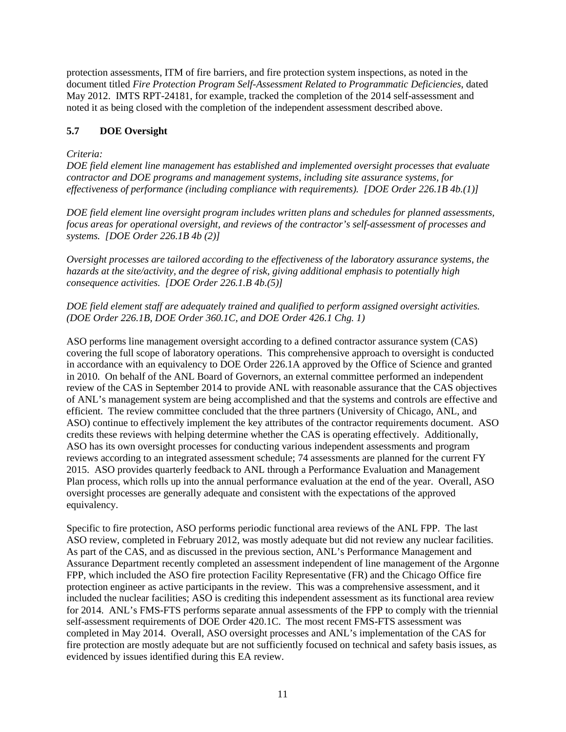protection assessments, ITM of fire barriers, and fire protection system inspections, as noted in the document titled *Fire Protection Program Self-Assessment Related to Programmatic Deficiencies*, dated May 2012. IMTS RPT-24181, for example, tracked the completion of the 2014 self-assessment and noted it as being closed with the completion of the independent assessment described above.

### 5.7 DOE Oversight

*Criteria:*

*DOE field element line management has established and implemented oversight processes that evaluate contractor and DOE programs and management systems, including site assurance systems, for effectiveness of performance (including compliance with requirements). [DOE Order 226.1B 4b.(1)]*

*DOE field element line oversight program includes written plans and schedules for planned assessments, focus areas for operational oversight, and reviews of the contractor's self-assessment of processes and systems. [DOE Order 226.1B 4b (2)]*

*Oversight processes are tailored according to the effectiveness of the laboratory assurance systems, the hazards at the site/activity, and the degree of risk, giving additional emphasis to potentially high consequence activities. [DOE Order 226.1.B 4b.(5)]*

*DOE field element staff are adequately trained and qualified to perform assigned oversight activities. (DOE Order 226.1B, DOE Order 360.1C, and DOE Order 426.1 Chg. 1)*

ASO performs line management oversight according to a defined contractor assurance system (CAS) covering the full scope of laboratory operations. This comprehensive approach to oversight is conducted in accordance with an equivalency to DOE Order 226.1A approved by the Office of Science and granted in 2010. On behalf of the ANL Board of Governors, an external committee performed an independent review of the CAS in September 2014 to provide ANL with reasonable assurance that the CAS objectives of ANL's management system are being accomplished and that the systems and controls are effective and efficient. The review committee concluded that the three partners (University of Chicago, ANL, and ASO) continue to effectively implement the key attributes of the contractor requirements document. ASO credits these reviews with helping determine whether the CAS is operating effectively. Additionally, ASO has its own oversight processes for conducting various independent assessments and program reviews according to an integrated assessment schedule; 74 assessments are planned for the current FY 2015. ASO provides quarterly feedback to ANL through a Performance Evaluation and Management Plan process, which rolls up into the annual performance evaluation at the end of the year. Overall, ASO oversight processes are generally adequate and consistent with the expectations of the approved equivalency.

Specific to fire protection, ASO performs periodic functional area reviews of the ANL FPP. The last ASO review, completed in February 2012, was mostly adequate but did not review any nuclear facilities. As part of the CAS, and as discussed in the previous section, ANL's Performance Management and Assurance Department recently completed an assessment independent of line management of the Argonne FPP, which included the ASO fire protection Facility Representative (FR) and the Chicago Office fire protection engineer as active participants in the review. This was a comprehensive assessment, and it included the nuclear facilities; ASO is crediting this independent assessment as its functional area review for 2014. ANL's FMS-FTS performs separate annual assessments of the FPP to comply with the triennial self-assessment requirements of DOE Order 420.1C. The most recent FMS-FTS assessment was completed in May 2014. Overall, ASO oversight processes and ANL's implementation of the CAS for fire protection are mostly adequate but are not sufficiently focused on technical and safety basis issues, as evidenced by issues identified during this EA review.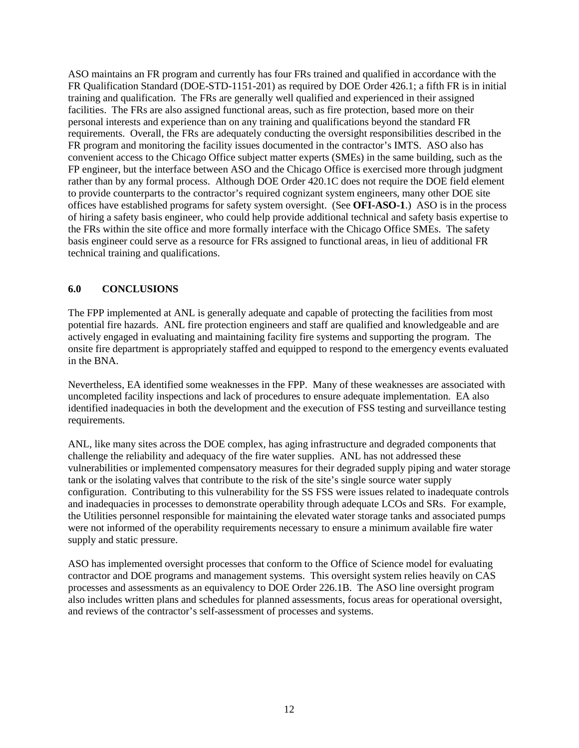ASO maintains an FR program and currently has four FRs trained and qualified in accordance with the FR Qualification Standard (DOE-STD-1151-201) as required by DOE Order 426.1; a fifth FR is in initial training and qualification. The FRs are generally well qualified and experienced in their assigned facilities. The FRs are also assigned functional areas, such as fire protection, based more on their personal interests and experience than on any training and qualifications beyond the standard FR requirements. Overall, the FRs are adequately conducting the oversight responsibilities described in the FR program and monitoring the facility issues documented in the contractor's IMTS. ASO also has convenient access to the Chicago Office subject matter experts (SMEs) in the same building, such as the FP engineer, but the interface between ASO and the Chicago Office is exercised more through judgment rather than by any formal process. Although DOE Order 420.1C does not require the DOE field element to provide counterparts to the contractor's required cognizant system engineers, many other DOE site offices have established programs for safety system oversight. (See **OFI-ASO-1**.) ASO is in the process of hiring a safety basis engineer, who could help provide additional technical and safety basis expertise to the FRs within the site office and more formally interface with the Chicago Office SMEs. The safety basis engineer could serve as a resource for FRs assigned to functional areas, in lieu of additional FR technical training and qualifications.

## 6.0 CONCLUSIONS

The FPP implemented at ANL is generally adequate and capable of protecting the facilities from most potential fire hazards. ANL fire protection engineers and staff are qualified and knowledgeable and are actively engaged in evaluating and maintaining facility fire systems and supporting the program. The onsite fire department is appropriately staffed and equipped to respond to the emergency events evaluated in the BNA.

Nevertheless, EA identified some weaknesses in the FPP. Many of these weaknesses are associated with uncompleted facility inspections and lack of procedures to ensure adequate implementation. EA also identified inadequacies in both the development and the execution of FSS testing and surveillance testing requirements.

ANL, like many sites across the DOE complex, has aging infrastructure and degraded components that challenge the reliability and adequacy of the fire water supplies. ANL has not addressed these vulnerabilities or implemented compensatory measures for their degraded supply piping and water storage tank or the isolating valves that contribute to the risk of the site's single source water supply configuration. Contributing to this vulnerability for the SS FSS were issues related to inadequate controls and inadequacies in processes to demonstrate operability through adequate LCOs and SRs. For example, the Utilities personnel responsible for maintaining the elevated water storage tanks and associated pumps were not informed of the operability requirements necessary to ensure a minimum available fire water supply and static pressure.

ASO has implemented oversight processes that conform to the Office of Science model for evaluating contractor and DOE programs and management systems. This oversight system relies heavily on CAS processes and assessments as an equivalency to DOE Order 226.1B. The ASO line oversight program also includes written plans and schedules for planned assessments, focus areas for operational oversight, and reviews of the contractor's self-assessment of processes and systems.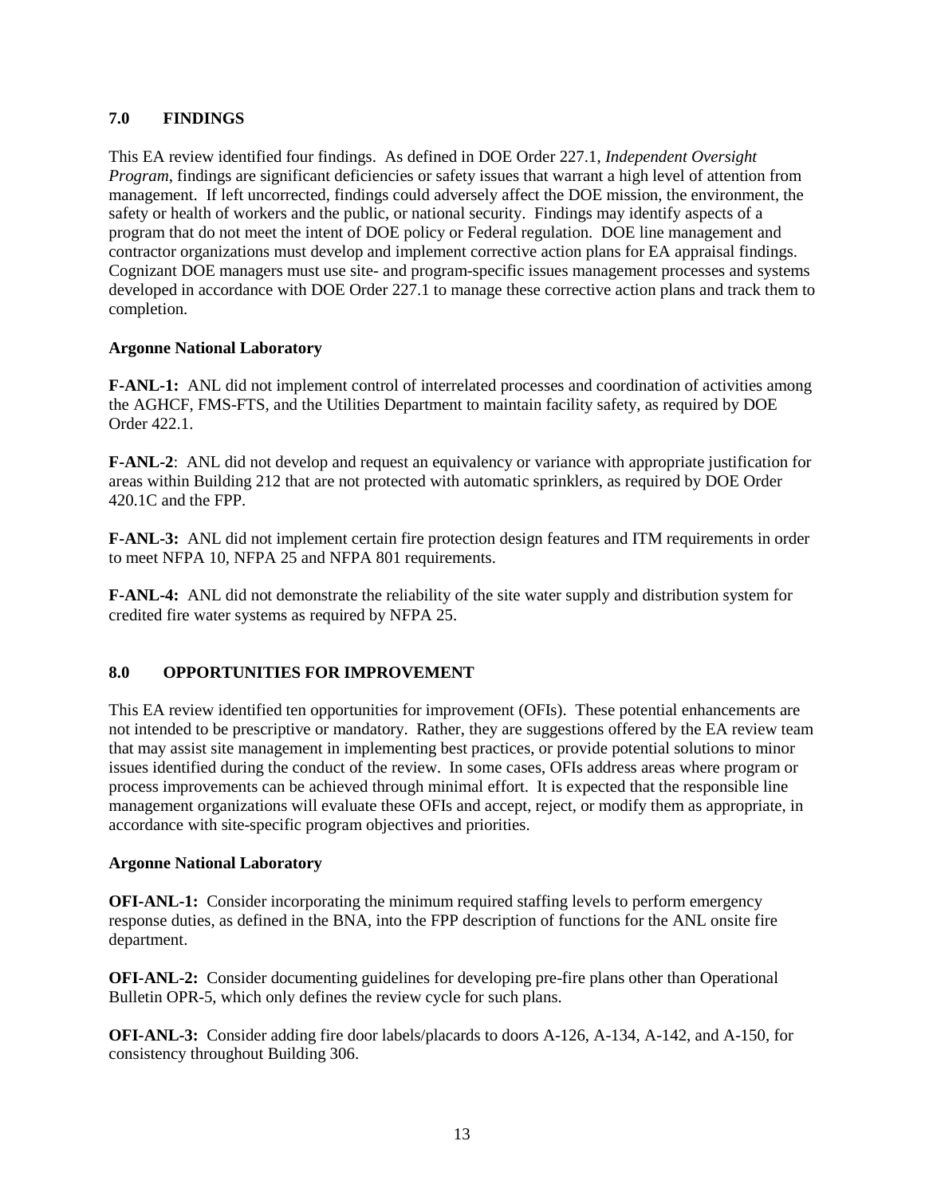## 7.0 FINDINGS

This EA review identified four findings. As defined in DOE Order 227.1, *Independent Oversight Program*, findings are significant deficiencies or safety issues that warrant a high level of attention from management. If left uncorrected, findings could adversely affect the DOE mission, the environment, the safety or health of workers and the public, or national security. Findings may identify aspects of a program that do not meet the intent of DOE policy or Federal regulation. DOE line management and contractor organizations must develop and implement corrective action plans for EA appraisal findings. Cognizant DOE managers must use site- and program-specific issues management processes and systems developed in accordance with DOE Order 227.1 to manage these corrective action plans and track them to completion.

**Argonne National Laboratory**

**F-ANL-1:** ANL did not implement control of interrelated processes and coordination of activities among the AGHCF, FMS-FTS, and the Utilities Department to maintain facility safety, as required by DOE Order 422.1.

**F-ANL-2**: ANL did not develop and request an equivalency or variance with appropriate justification for areas within Building 212 that are not protected with automatic sprinklers, as required by DOE Order 420.1C and the FPP.

**F-ANL-3:** ANL did not implement certain fire protection design features and ITM requirements in order to meet NFPA 10, NFPA 25 and NFPA 801 requirements.

**F-ANL-4:** ANL did not demonstrate the reliability of the site water supply and distribution system for credited fire water systems as required by NFPA 25.

## 8.0 OPPORTUNITIES FOR IMPROVEMENT

This EA review identified ten opportunities for improvement (OFIs). These potential enhancements are not intended to be prescriptive or mandatory. Rather, they are suggestions offered by the EA review team that may assist site management in implementing best practices, or provide potential solutions to minor issues identified during the conduct of the review. In some cases, OFIs address areas where program or process improvements can be achieved through minimal effort. It is expected that the responsible line management organizations will evaluate these OFIs and accept, reject, or modify them as appropriate, in accordance with site-specific program objectives and priorities.

**Argonne National Laboratory**

**OFI-ANL-1:** Consider incorporating the minimum required staffing levels to perform emergency response duties, as defined in the BNA, into the FPP description of functions for the ANL onsite fire department.

**OFI-ANL-2:** Consider documenting guidelines for developing pre-fire plans other than Operational Bulletin OPR-5, which only defines the review cycle for such plans.

**OFI-ANL-3:** Consider adding fire door labels/placards to doors A-126, A-134, A-142, and A-150, for consistency throughout Building 306.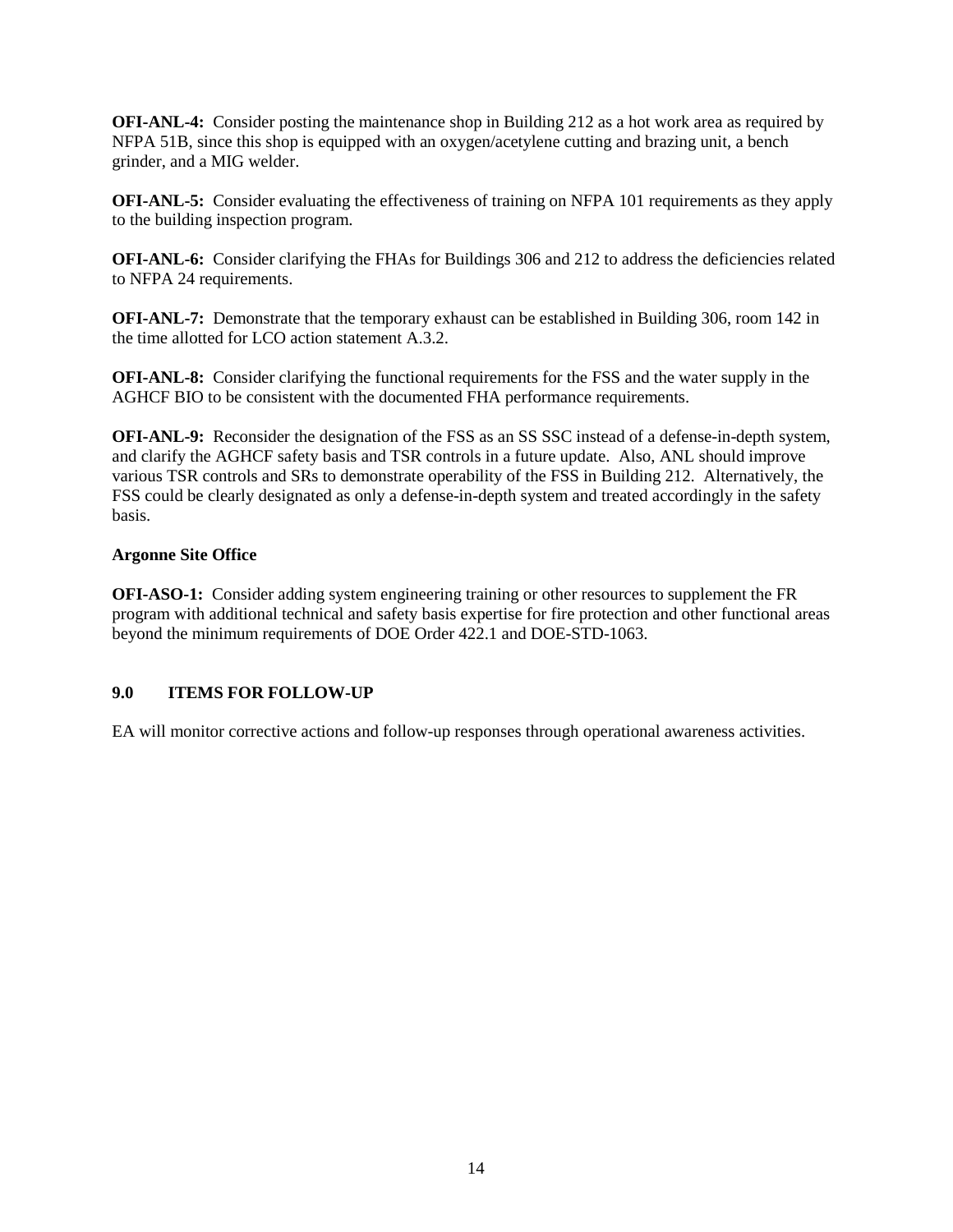**OFI-ANL-4:** Consider posting the maintenance shop in Building 212 as a hot work area as required by NFPA 51B, since this shop is equipped with an oxygen/acetylene cutting and brazing unit, a bench grinder, and a MIG welder.

**OFI-ANL-5:** Consider evaluating the effectiveness of training on NFPA 101 requirements as they apply to the building inspection program.

**OFI-ANL-6:** Consider clarifying the FHAs for Buildings 306 and 212 to address the deficiencies related to NFPA 24 requirements.

**OFI-ANL-7:** Demonstrate that the temporary exhaust can be established in Building 306, room 142 in the time allotted for LCO action statement A.3.2.

**OFI-ANL-8:** Consider clarifying the functional requirements for the FSS and the water supply in the AGHCF BIO to be consistent with the documented FHA performance requirements.

**OFI-ANL-9:** Reconsider the designation of the FSS as an SS SSC instead of a defense-in-depth system, and clarify the AGHCF safety basis and TSR controls in a future update. Also, ANL should improve various TSR controls and SRs to demonstrate operability of the FSS in Building 212. Alternatively, the FSS could be clearly designated as only a defense-in-depth system and treated accordingly in the safety basis.

**Argonne Site Office**

**OFI-ASO-1:** Consider adding system engineering training or other resources to supplement the FR program with additional technical and safety basis expertise for fire protection and other functional areas beyond the minimum requirements of DOE Order 422.1 and DOE-STD-1063.

## 9.0 ITEMS FOR FOLLOW-UP

EA will monitor corrective actions and follow-up responses through operational awareness activities.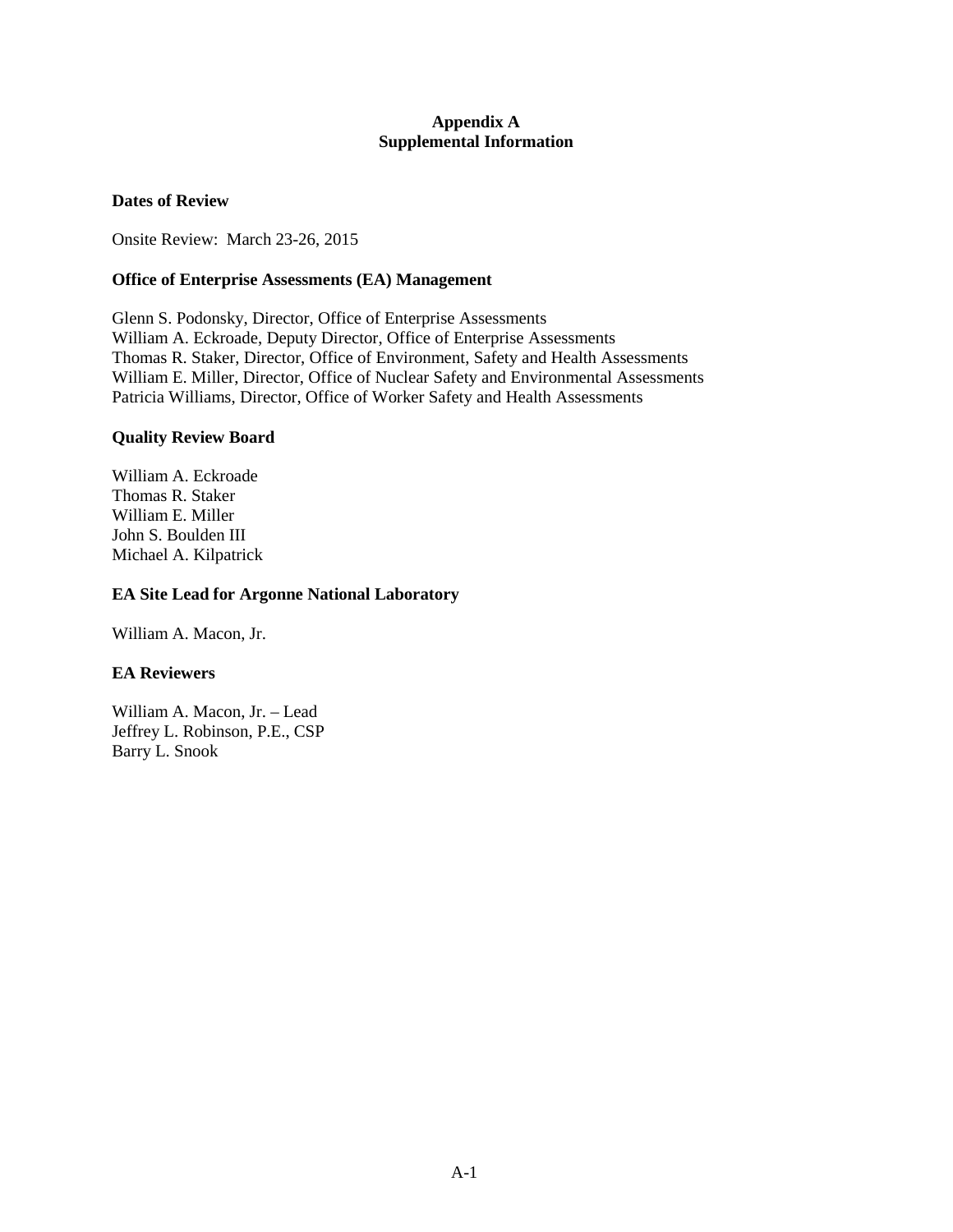# Appendix A
# Supplemental Information

### Dates of Review

Onsite Review: March 23-26, 2015

### Office of Enterprise Assessments (EA) Management

Glenn S. Podonsky, Director, Office of Enterprise Assessments
William A. Eckroade, Deputy Director, Office of Enterprise Assessments
Thomas R. Staker, Director, Office of Environment, Safety and Health Assessments
William E. Miller, Director, Office of Nuclear Safety and Environmental Assessments
Patricia Williams, Director, Office of Worker Safety and Health Assessments

### Quality Review Board

William A. Eckroade
Thomas R. Staker
William E. Miller
John S. Boulden III
Michael A. Kilpatrick

### EA Site Lead for Argonne National Laboratory

William A. Macon, Jr.

### EA Reviewers

William A. Macon, Jr. – Lead
Jeffrey L. Robinson, P.E., CSP
Barry L. Snook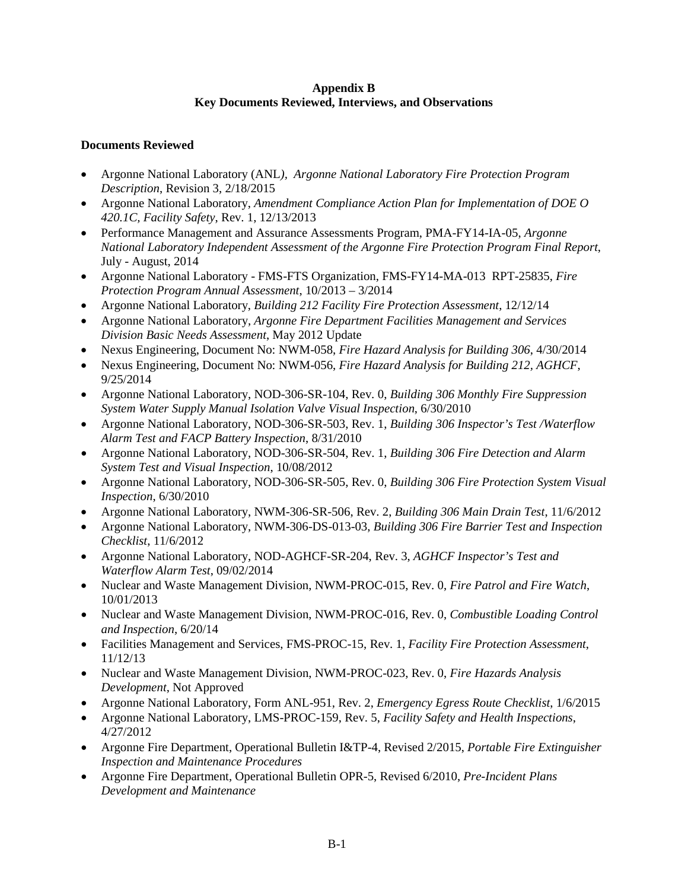**Appendix B**
**Key Documents Reviewed, Interviews, and Observations**

**Documents Reviewed**

- Argonne National Laboratory (ANL*), Argonne National Laboratory Fire Protection Program Description*, Revision 3, 2/18/2015
- Argonne National Laboratory, *Amendment Compliance Action Plan for Implementation of DOE O 420.1C, Facility Safety*, Rev. 1, 12/13/2013
- Performance Management and Assurance Assessments Program, PMA-FY14-IA-05, *Argonne National Laboratory Independent Assessment of the Argonne Fire Protection Program Final Report*, July - August, 2014
- Argonne National Laboratory - FMS-FTS Organization, FMS-FY14-MA-013 RPT-25835, *Fire Protection Program Annual Assessment*, 10/2013 – 3/2014
- Argonne National Laboratory, *Building 212 Facility Fire Protection Assessment*, 12/12/14
- Argonne National Laboratory, *Argonne Fire Department Facilities Management and Services Division Basic Needs Assessment*, May 2012 Update
- Nexus Engineering, Document No: NWM-058, *Fire Hazard Analysis for Building 306*, 4/30/2014
- Nexus Engineering, Document No: NWM-056, *Fire Hazard Analysis for Building 212, AGHCF*, 9/25/2014
- Argonne National Laboratory, NOD-306-SR-104, Rev. 0, *Building 306 Monthly Fire Suppression System Water Supply Manual Isolation Valve Visual Inspection*, 6/30/2010
- Argonne National Laboratory, NOD-306-SR-503, Rev. 1, *Building 306 Inspector's Test /Waterflow Alarm Test and FACP Battery Inspection*, 8/31/2010
- Argonne National Laboratory, NOD-306-SR-504, Rev. 1, *Building 306 Fire Detection and Alarm System Test and Visual Inspection*, 10/08/2012
- Argonne National Laboratory, NOD-306-SR-505, Rev. 0, *Building 306 Fire Protection System Visual Inspection*, 6/30/2010
- Argonne National Laboratory, NWM-306-SR-506, Rev. 2, *Building 306 Main Drain Test*, 11/6/2012
- Argonne National Laboratory, NWM-306-DS-013-03, *Building 306 Fire Barrier Test and Inspection Checklist*, 11/6/2012
- Argonne National Laboratory, NOD-AGHCF-SR-204, Rev. 3, *AGHCF Inspector's Test and Waterflow Alarm Test*, 09/02/2014
- Nuclear and Waste Management Division, NWM-PROC-015, Rev. 0, *Fire Patrol and Fire Watch*, 10/01/2013
- Nuclear and Waste Management Division, NWM-PROC-016, Rev. 0, *Combustible Loading Control and Inspection*, 6/20/14
- Facilities Management and Services, FMS-PROC-15, Rev. 1, *Facility Fire Protection Assessment*, 11/12/13
- Nuclear and Waste Management Division, NWM-PROC-023, Rev. 0, *Fire Hazards Analysis Development*, Not Approved
- Argonne National Laboratory, Form ANL-951, Rev. 2, *Emergency Egress Route Checklist*, 1/6/2015
- Argonne National Laboratory, LMS-PROC-159, Rev. 5, *Facility Safety and Health Inspections*, 4/27/2012
- Argonne Fire Department, Operational Bulletin I&TP-4, Revised 2/2015, *Portable Fire Extinguisher Inspection and Maintenance Procedures*
- Argonne Fire Department, Operational Bulletin OPR-5, Revised 6/2010, *Pre-Incident Plans Development and Maintenance*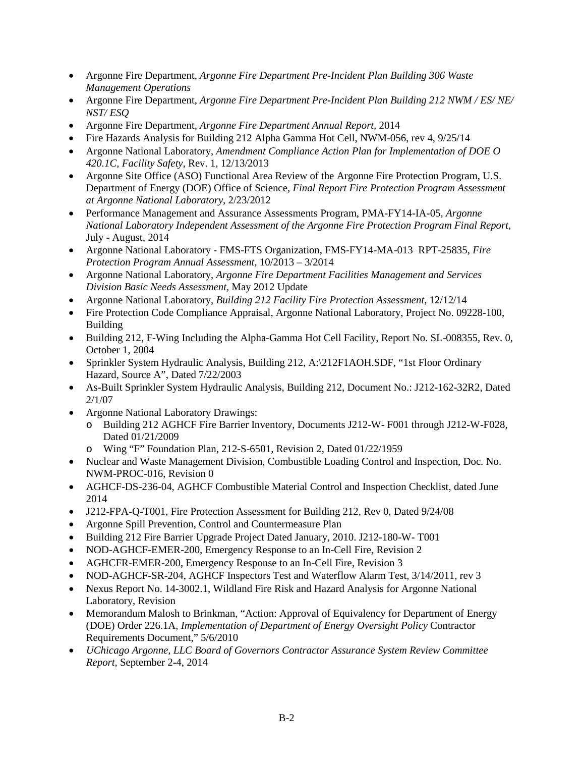- Argonne Fire Department, *Argonne Fire Department Pre-Incident Plan Building 306 Waste Management Operations*
- Argonne Fire Department, *Argonne Fire Department Pre-Incident Plan Building 212 NWM / ES/ NE/ NST/ ESQ*
- Argonne Fire Department, *Argonne Fire Department Annual Report*, 2014
- Fire Hazards Analysis for Building 212 Alpha Gamma Hot Cell, NWM-056, rev 4, 9/25/14
- Argonne National Laboratory, *Amendment Compliance Action Plan for Implementation of DOE O 420.1C, Facility Safety*, Rev. 1, 12/13/2013
- Argonne Site Office (ASO) Functional Area Review of the Argonne Fire Protection Program, U.S. Department of Energy (DOE) Office of Science, *Final Report Fire Protection Program Assessment at Argonne National Laboratory*, 2/23/2012
- Performance Management and Assurance Assessments Program, PMA-FY14-IA-05, *Argonne National Laboratory Independent Assessment of the Argonne Fire Protection Program Final Report*, July - August, 2014
- Argonne National Laboratory - FMS-FTS Organization, FMS-FY14-MA-013 RPT-25835, *Fire Protection Program Annual Assessment*, 10/2013 – 3/2014
- Argonne National Laboratory, *Argonne Fire Department Facilities Management and Services Division Basic Needs Assessment*, May 2012 Update
- Argonne National Laboratory, *Building 212 Facility Fire Protection Assessment*, 12/12/14
- Fire Protection Code Compliance Appraisal, Argonne National Laboratory, Project No. 09228-100, Building
- Building 212, F-Wing Including the Alpha-Gamma Hot Cell Facility, Report No. SL-008355, Rev. 0, October 1, 2004
- Sprinkler System Hydraulic Analysis, Building 212, A:\212F1AOH.SDF, "1st Floor Ordinary Hazard, Source A", Dated 7/22/2003
- As-Built Sprinkler System Hydraulic Analysis, Building 212, Document No.: J212-162-32R2, Dated 2/1/07
- Argonne National Laboratory Drawings:
  - Building 212 AGHCF Fire Barrier Inventory, Documents J212-W- F001 through J212-W-F028, Dated 01/21/2009
  - Wing "F" Foundation Plan, 212-S-6501, Revision 2, Dated 01/22/1959
- Nuclear and Waste Management Division, Combustible Loading Control and Inspection, Doc. No. NWM-PROC-016, Revision 0
- AGHCF-DS-236-04, AGHCF Combustible Material Control and Inspection Checklist, dated June 2014
- J212-FPA-Q-T001, Fire Protection Assessment for Building 212, Rev 0, Dated 9/24/08
- Argonne Spill Prevention, Control and Countermeasure Plan
- Building 212 Fire Barrier Upgrade Project Dated January, 2010. J212-180-W- T001
- NOD-AGHCF-EMER-200, Emergency Response to an In-Cell Fire, Revision 2
- AGHCFR-EMER-200, Emergency Response to an In-Cell Fire, Revision 3
- NOD-AGHCF-SR-204, AGHCF Inspectors Test and Waterflow Alarm Test, 3/14/2011, rev 3
- Nexus Report No. 14-3002.1, Wildland Fire Risk and Hazard Analysis for Argonne National Laboratory, Revision
- Memorandum Malosh to Brinkman, "Action: Approval of Equivalency for Department of Energy (DOE) Order 226.1A, *Implementation of Department of Energy Oversight Policy* Contractor Requirements Document," 5/6/2010
- *UChicago Argonne, LLC Board of Governors Contractor Assurance System Review Committee Report*, September 2-4, 2014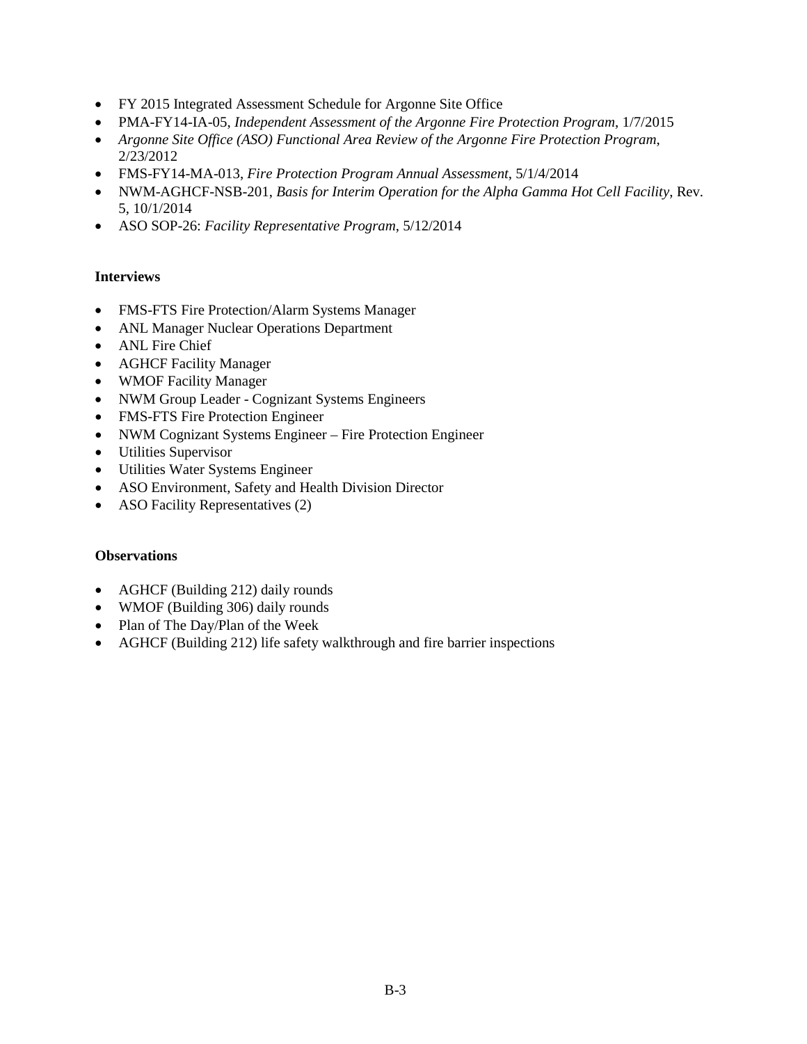- FY 2015 Integrated Assessment Schedule for Argonne Site Office
- PMA-FY14-IA-05, *Independent Assessment of the Argonne Fire Protection Program*, 1/7/2015
- *Argonne Site Office (ASO) Functional Area Review of the Argonne Fire Protection Program*, 2/23/2012
- FMS-FY14-MA-013, *Fire Protection Program Annual Assessment*, 5/1/4/2014
- NWM-AGHCF-NSB-201, *Basis for Interim Operation for the Alpha Gamma Hot Cell Facility*, Rev. 5, 10/1/2014
- ASO SOP-26: *Facility Representative Program*, 5/12/2014

**Interviews**

- FMS-FTS Fire Protection/Alarm Systems Manager
- ANL Manager Nuclear Operations Department
- ANL Fire Chief
- AGHCF Facility Manager
- WMOF Facility Manager
- NWM Group Leader - Cognizant Systems Engineers
- FMS-FTS Fire Protection Engineer
- NWM Cognizant Systems Engineer – Fire Protection Engineer
- Utilities Supervisor
- Utilities Water Systems Engineer
- ASO Environment, Safety and Health Division Director
- ASO Facility Representatives (2)

**Observations**

- AGHCF (Building 212) daily rounds
- WMOF (Building 306) daily rounds
- Plan of The Day/Plan of the Week
- AGHCF (Building 212) life safety walkthrough and fire barrier inspections